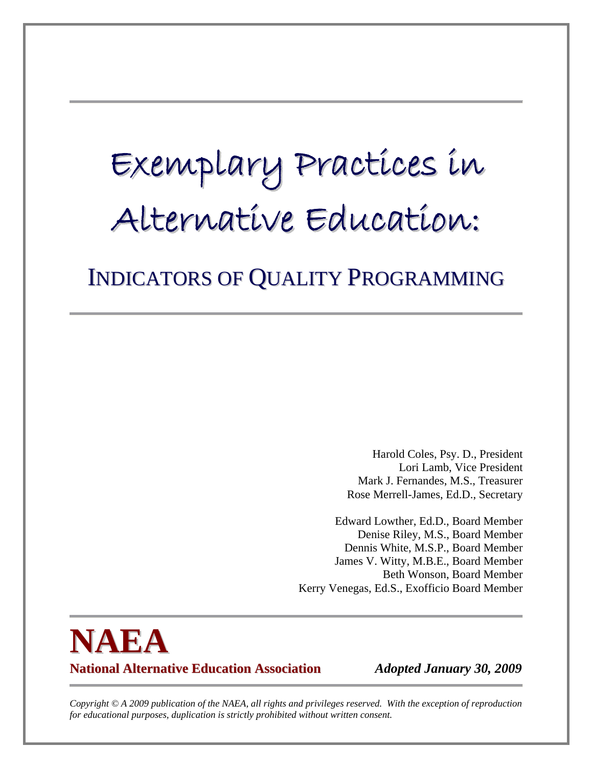# Exemplary Practices in Alternative Education:

## INDICATORS OF QUALITY PROGRAMMING

Harold Coles, Psy. D., President
Lori Lamb, Vice President
Mark J. Fernandes, M.S., Treasurer
Rose Merrell-James, Ed.D., Secretary

Edward Lowther, Ed.D., Board Member
Denise Riley, M.S., Board Member
Dennis White, M.S.P., Board Member
James V. Witty, M.B.E., Board Member
Beth Wonson, Board Member
Kerry Venegas, Ed.S., Exofficio Board Member

**NAEA**

**National Alternative Education Association** *Adopted January 30, 2009*

*Copyright © A 2009 publication of the NAEA, all rights and privileges reserved. With the exception of reproduction for educational purposes, duplication is strictly prohibited without written consent.*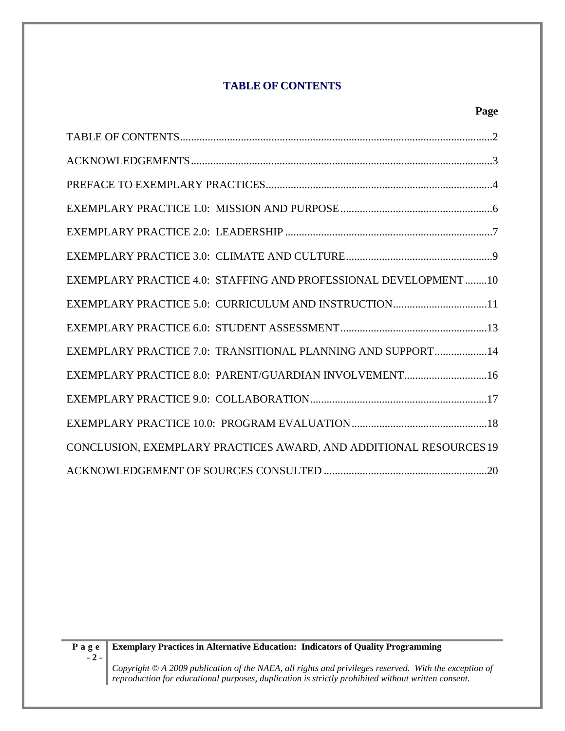## TABLE OF CONTENTS

| | Page |
|---|---|
| TABLE OF CONTENTS | 2 |
| ACKNOWLEDGEMENTS | 3 |
| PREFACE TO EXEMPLARY PRACTICES | 4 |
| EXEMPLARY PRACTICE 1.0: MISSION AND PURPOSE | 6 |
| EXEMPLARY PRACTICE 2.0: LEADERSHIP | 7 |
| EXEMPLARY PRACTICE 3.0: CLIMATE AND CULTURE | 9 |
| EXEMPLARY PRACTICE 4.0: STAFFING AND PROFESSIONAL DEVELOPMENT | 10 |
| EXEMPLARY PRACTICE 5.0: CURRICULUM AND INSTRUCTION | 11 |
| EXEMPLARY PRACTICE 6.0: STUDENT ASSESSMENT | 13 |
| EXEMPLARY PRACTICE 7.0: TRANSITIONAL PLANNING AND SUPPORT | 14 |
| EXEMPLARY PRACTICE 8.0: PARENT/GUARDIAN INVOLVEMENT | 16 |
| EXEMPLARY PRACTICE 9.0: COLLABORATION | 17 |
| EXEMPLARY PRACTICE 10.0: PROGRAM EVALUATION | 18 |
| CONCLUSION, EXEMPLARY PRACTICES AWARD, AND ADDITIONAL RESOURCES | 19 |
| ACKNOWLEDGEMENT OF SOURCES CONSULTED | 20 |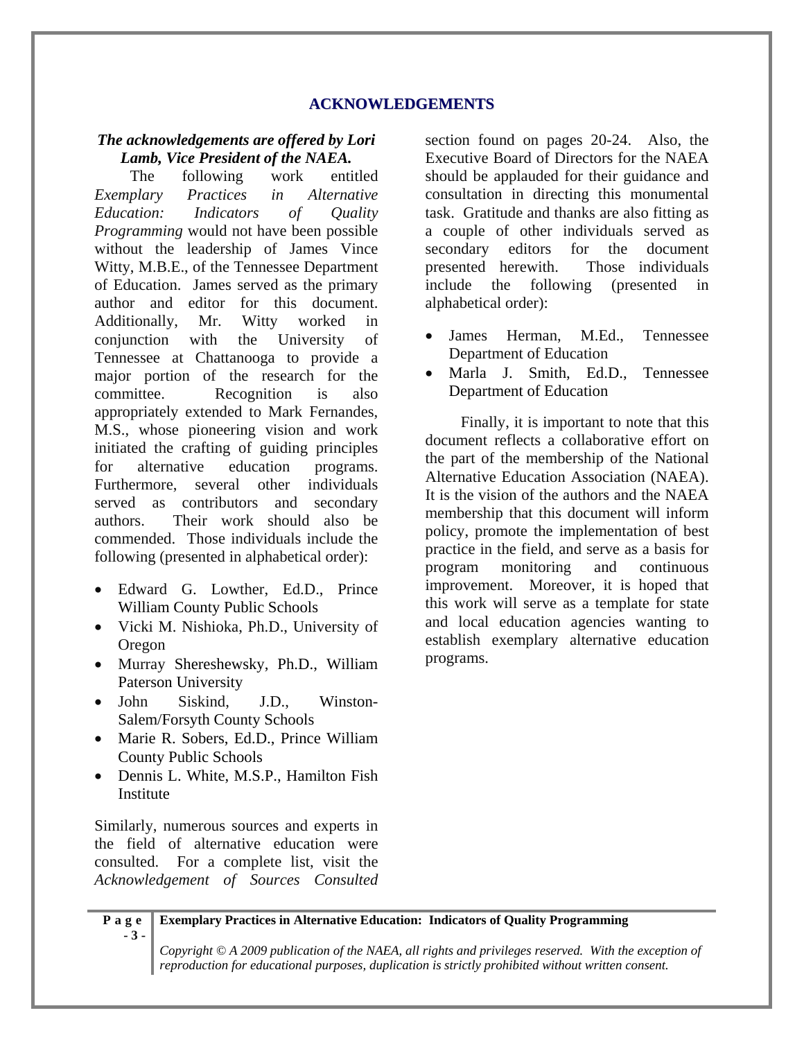## ACKNOWLEDGEMENTS

***The acknowledgements are offered by Lori Lamb, Vice President of the NAEA.***

The following work entitled *Exemplary Practices in Alternative Education: Indicators of Quality Programming* would not have been possible without the leadership of James Vince Witty, M.B.E., of the Tennessee Department of Education. James served as the primary author and editor for this document. Additionally, Mr. Witty worked in conjunction with the University of Tennessee at Chattanooga to provide a major portion of the research for the committee. Recognition is also appropriately extended to Mark Fernandes, M.S., whose pioneering vision and work initiated the crafting of guiding principles for alternative education programs. Furthermore, several other individuals served as contributors and secondary authors. Their work should also be commended. Those individuals include the following (presented in alphabetical order):

- Edward G. Lowther, Ed.D., Prince William County Public Schools
- Vicki M. Nishioka, Ph.D., University of Oregon
- Murray Shereshewsky, Ph.D., William Paterson University
- John Siskind, J.D., Winston-Salem/Forsyth County Schools
- Marie R. Sobers, Ed.D., Prince William County Public Schools
- Dennis L. White, M.S.P., Hamilton Fish Institute

Similarly, numerous sources and experts in the field of alternative education were consulted. For a complete list, visit the *Acknowledgement of Sources Consulted* section found on pages 20-24. Also, the Executive Board of Directors for the NAEA should be applauded for their guidance and consultation in directing this monumental task. Gratitude and thanks are also fitting as a couple of other individuals served as secondary editors for the document presented herewith. Those individuals include the following (presented in alphabetical order):

- James Herman, M.Ed., Tennessee Department of Education
- Marla J. Smith, Ed.D., Tennessee Department of Education

Finally, it is important to note that this document reflects a collaborative effort on the part of the membership of the National Alternative Education Association (NAEA). It is the vision of the authors and the NAEA membership that this document will inform policy, promote the implementation of best practice in the field, and serve as a basis for program monitoring and continuous improvement. Moreover, it is hoped that this work will serve as a template for state and local education agencies wanting to establish exemplary alternative education programs.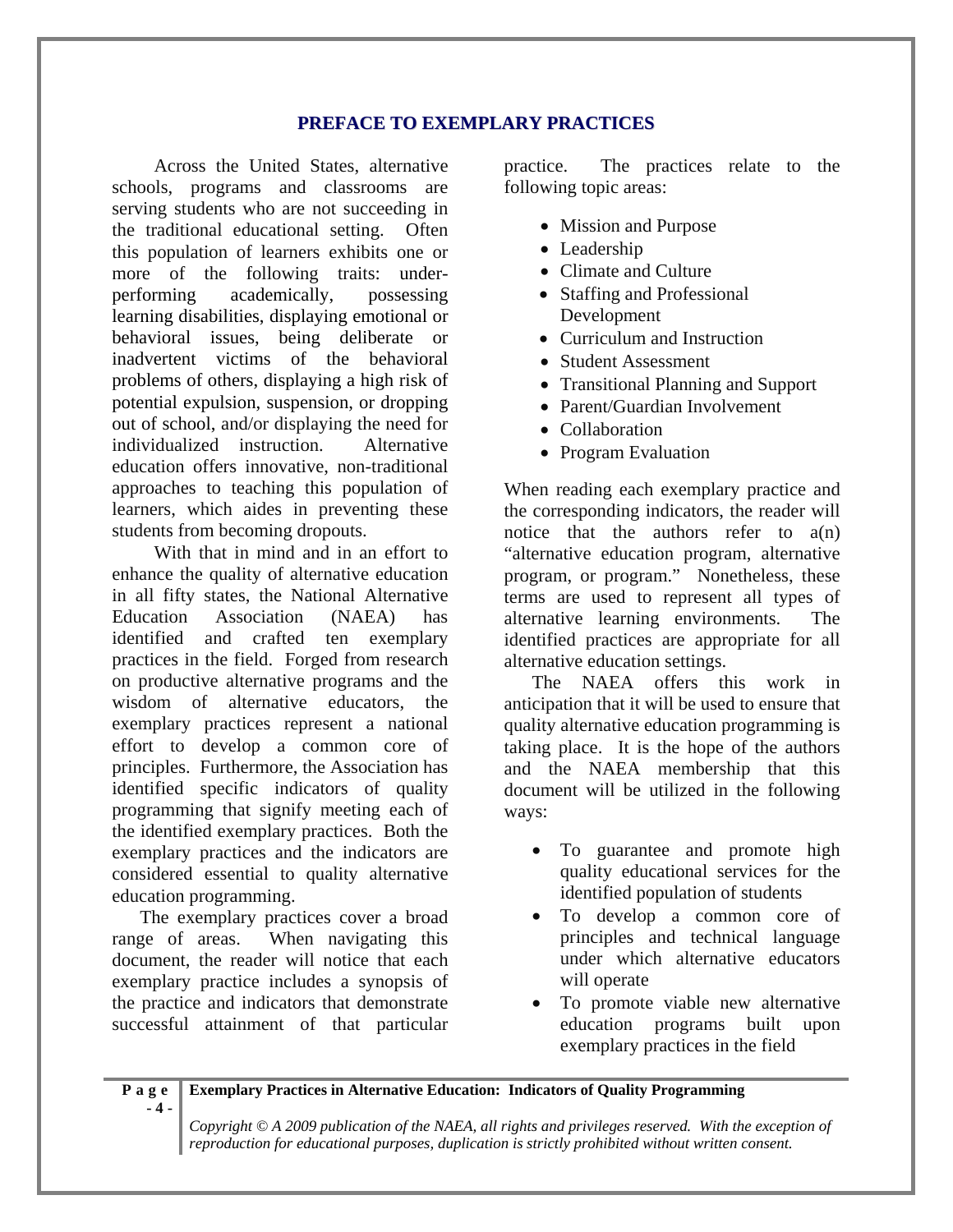## PREFACE TO EXEMPLARY PRACTICES

Across the United States, alternative schools, programs and classrooms are serving students who are not succeeding in the traditional educational setting. Often this population of learners exhibits one or more of the following traits: under-performing academically, possessing learning disabilities, displaying emotional or behavioral issues, being deliberate or inadvertent victims of the behavioral problems of others, displaying a high risk of potential expulsion, suspension, or dropping out of school, and/or displaying the need for individualized instruction. Alternative education offers innovative, non-traditional approaches to teaching this population of learners, which aides in preventing these students from becoming dropouts.

With that in mind and in an effort to enhance the quality of alternative education in all fifty states, the National Alternative Education Association (NAEA) has identified and crafted ten exemplary practices in the field. Forged from research on productive alternative programs and the wisdom of alternative educators, the exemplary practices represent a national effort to develop a common core of principles. Furthermore, the Association has identified specific indicators of quality programming that signify meeting each of the identified exemplary practices. Both the exemplary practices and the indicators are considered essential to quality alternative education programming.

The exemplary practices cover a broad range of areas. When navigating this document, the reader will notice that each exemplary practice includes a synopsis of the practice and indicators that demonstrate successful attainment of that particular practice. The practices relate to the following topic areas:

- Mission and Purpose
- Leadership
- Climate and Culture
- Staffing and Professional Development
- Curriculum and Instruction
- Student Assessment
- Transitional Planning and Support
- Parent/Guardian Involvement
- Collaboration
- Program Evaluation

When reading each exemplary practice and the corresponding indicators, the reader will notice that the authors refer to a(n) "alternative education program, alternative program, or program." Nonetheless, these terms are used to represent all types of alternative learning environments. The identified practices are appropriate for all alternative education settings.

The NAEA offers this work in anticipation that it will be used to ensure that quality alternative education programming is taking place. It is the hope of the authors and the NAEA membership that this document will be utilized in the following ways:

- To guarantee and promote high quality educational services for the identified population of students
- To develop a common core of principles and technical language under which alternative educators will operate
- To promote viable new alternative education programs built upon exemplary practices in the field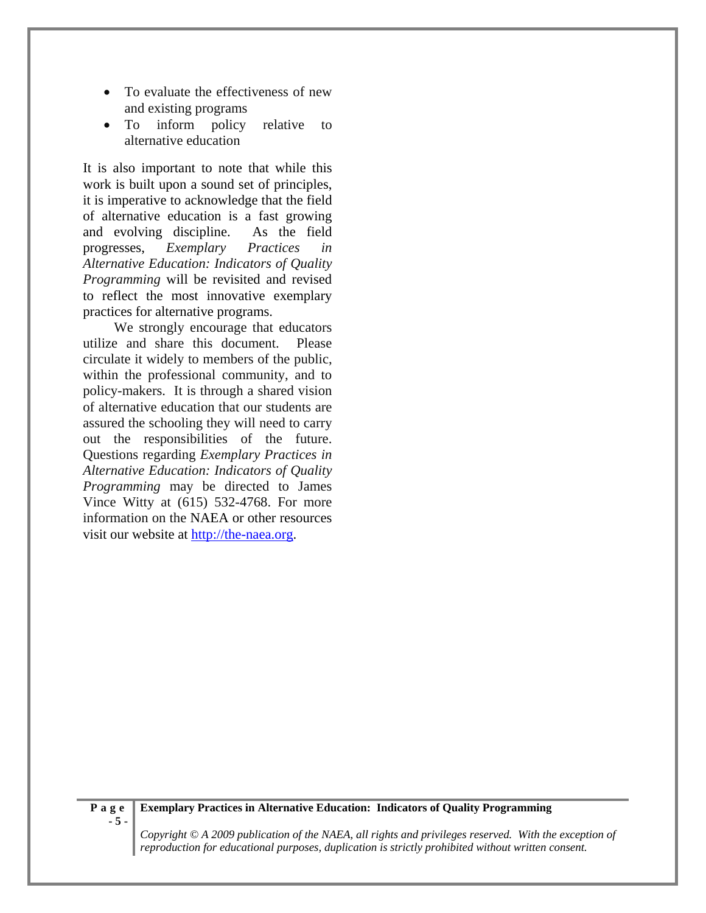- To evaluate the effectiveness of new and existing programs
- To inform policy relative to alternative education

It is also important to note that while this work is built upon a sound set of principles, it is imperative to acknowledge that the field of alternative education is a fast growing and evolving discipline. As the field progresses, *Exemplary Practices in Alternative Education: Indicators of Quality Programming* will be revisited and revised to reflect the most innovative exemplary practices for alternative programs.

We strongly encourage that educators utilize and share this document. Please circulate it widely to members of the public, within the professional community, and to policy-makers. It is through a shared vision of alternative education that our students are assured the schooling they will need to carry out the responsibilities of the future. Questions regarding *Exemplary Practices in Alternative Education: Indicators of Quality Programming* may be directed to James Vince Witty at (615) 532-4768. For more information on the NAEA or other resources visit our website at [http://the-naea.org](http://the-naea.org).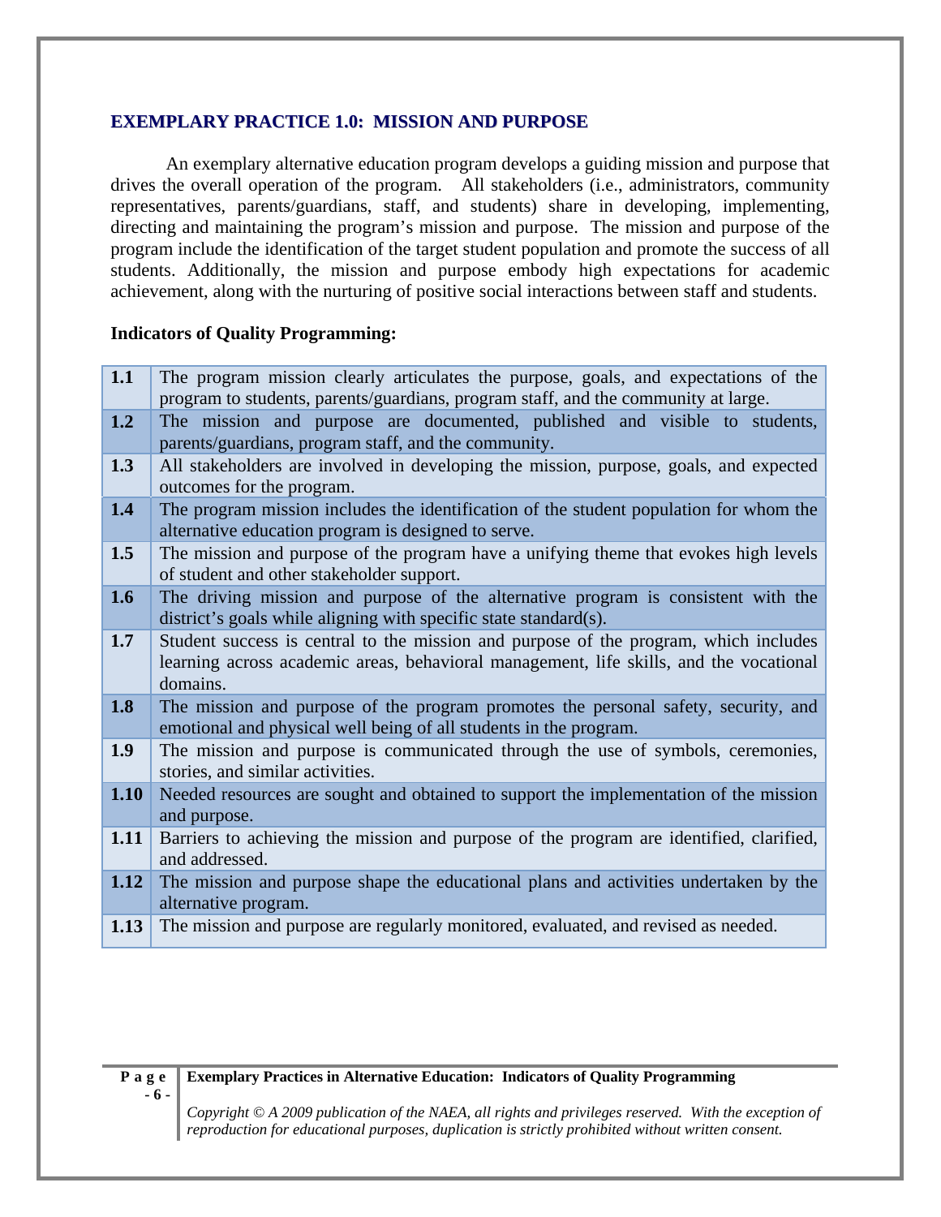## EXEMPLARY PRACTICE 1.0: MISSION AND PURPOSE

An exemplary alternative education program develops a guiding mission and purpose that drives the overall operation of the program. All stakeholders (i.e., administrators, community representatives, parents/guardians, staff, and students) share in developing, implementing, directing and maintaining the program's mission and purpose. The mission and purpose of the program include the identification of the target student population and promote the success of all students. Additionally, the mission and purpose embody high expectations for academic achievement, along with the nurturing of positive social interactions between staff and students.

**Indicators of Quality Programming:**

| | |
|---|---|
| **1.1** | The program mission clearly articulates the purpose, goals, and expectations of the program to students, parents/guardians, program staff, and the community at large. |
| **1.2** | The mission and purpose are documented, published and visible to students, parents/guardians, program staff, and the community. |
| **1.3** | All stakeholders are involved in developing the mission, purpose, goals, and expected outcomes for the program. |
| **1.4** | The program mission includes the identification of the student population for whom the alternative education program is designed to serve. |
| **1.5** | The mission and purpose of the program have a unifying theme that evokes high levels of student and other stakeholder support. |
| **1.6** | The driving mission and purpose of the alternative program is consistent with the district's goals while aligning with specific state standard(s). |
| **1.7** | Student success is central to the mission and purpose of the program, which includes learning across academic areas, behavioral management, life skills, and the vocational domains. |
| **1.8** | The mission and purpose of the program promotes the personal safety, security, and emotional and physical well being of all students in the program. |
| **1.9** | The mission and purpose is communicated through the use of symbols, ceremonies, stories, and similar activities. |
| **1.10** | Needed resources are sought and obtained to support the implementation of the mission and purpose. |
| **1.11** | Barriers to achieving the mission and purpose of the program are identified, clarified, and addressed. |
| **1.12** | The mission and purpose shape the educational plans and activities undertaken by the alternative program. |
| **1.13** | The mission and purpose are regularly monitored, evaluated, and revised as needed. |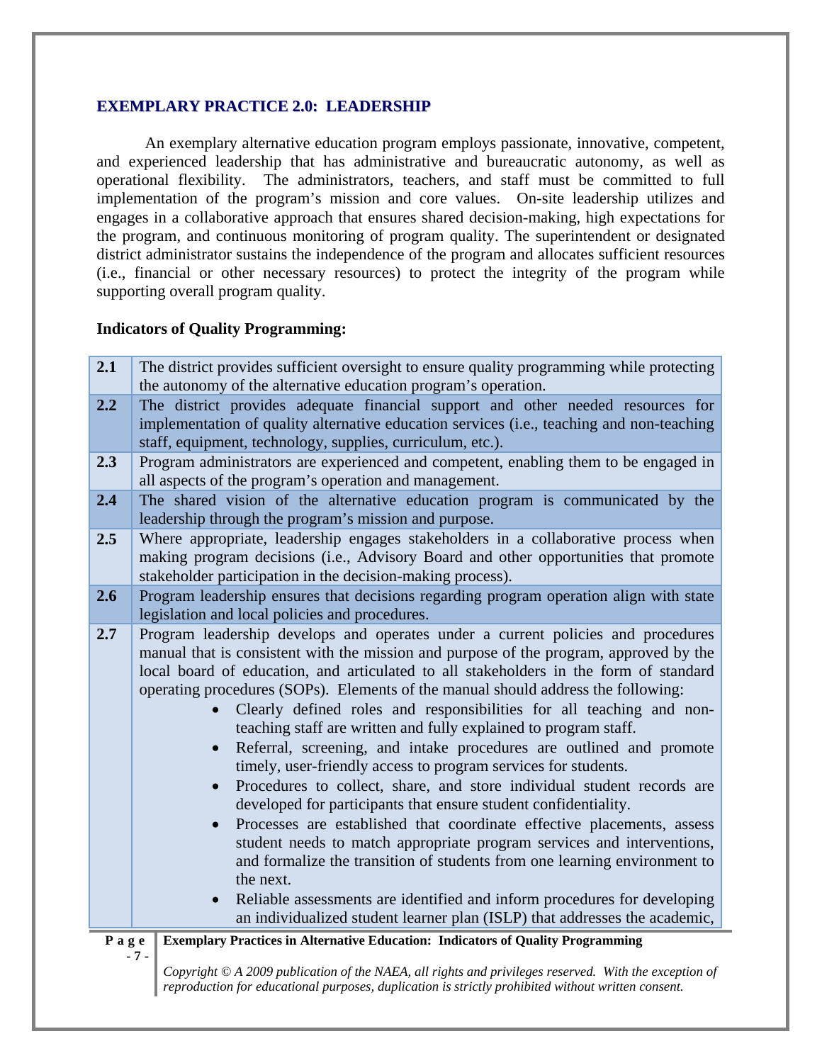## EXEMPLARY PRACTICE 2.0: LEADERSHIP

An exemplary alternative education program employs passionate, innovative, competent, and experienced leadership that has administrative and bureaucratic autonomy, as well as operational flexibility. The administrators, teachers, and staff must be committed to full implementation of the program's mission and core values. On-site leadership utilizes and engages in a collaborative approach that ensures shared decision-making, high expectations for the program, and continuous monitoring of program quality. The superintendent or designated district administrator sustains the independence of the program and allocates sufficient resources (i.e., financial or other necessary resources) to protect the integrity of the program while supporting overall program quality.

**Indicators of Quality Programming:**

| | |
|---|---|
| **2.1** | The district provides sufficient oversight to ensure quality programming while protecting the autonomy of the alternative education program's operation. |
| **2.2** | The district provides adequate financial support and other needed resources for implementation of quality alternative education services (i.e., teaching and non-teaching staff, equipment, technology, supplies, curriculum, etc.). |
| **2.3** | Program administrators are experienced and competent, enabling them to be engaged in all aspects of the program's operation and management. |
| **2.4** | The shared vision of the alternative education program is communicated by the leadership through the program's mission and purpose. |
| **2.5** | Where appropriate, leadership engages stakeholders in a collaborative process when making program decisions (i.e., Advisory Board and other opportunities that promote stakeholder participation in the decision-making process). |
| **2.6** | Program leadership ensures that decisions regarding program operation align with state legislation and local policies and procedures. |
| **2.7** | Program leadership develops and operates under a current policies and procedures manual that is consistent with the mission and purpose of the program, approved by the local board of education, and articulated to all stakeholders in the form of standard operating procedures (SOPs). Elements of the manual should address the following:<br>• Clearly defined roles and responsibilities for all teaching and non-teaching staff are written and fully explained to program staff.<br>• Referral, screening, and intake procedures are outlined and promote timely, user-friendly access to program services for students.<br>• Procedures to collect, share, and store individual student records are developed for participants that ensure student confidentiality.<br>• Processes are established that coordinate effective placements, assess student needs to match appropriate program services and interventions, and formalize the transition of students from one learning environment to the next.<br>• Reliable assessments are identified and inform procedures for developing an individualized student learner plan (ISLP) that addresses the academic, |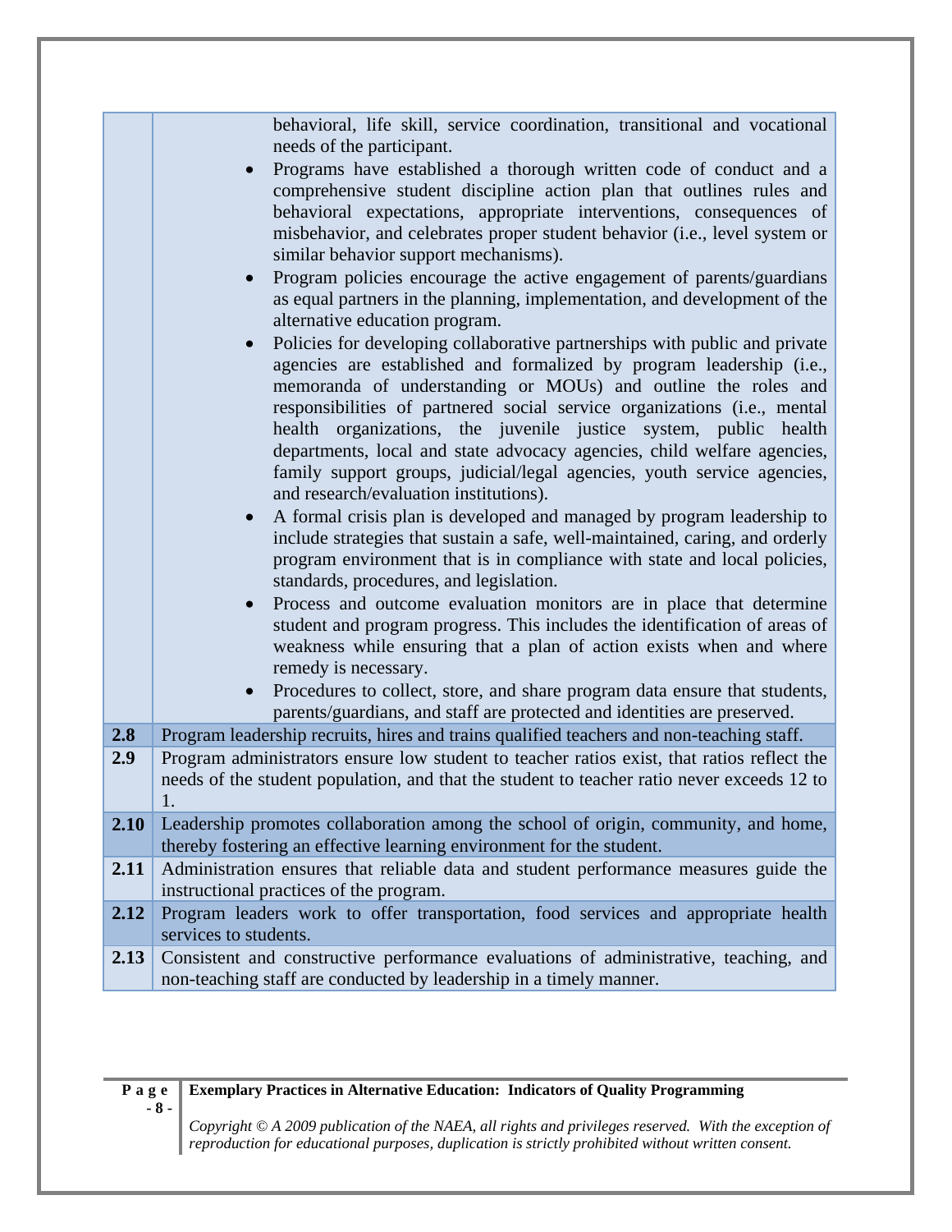| | |
|---|---|
| | behavioral, life skill, service coordination, transitional and vocational needs of the participant.<br>• Programs have established a thorough written code of conduct and a comprehensive student discipline action plan that outlines rules and behavioral expectations, appropriate interventions, consequences of misbehavior, and celebrates proper student behavior (i.e., level system or similar behavior support mechanisms).<br>• Program policies encourage the active engagement of parents/guardians as equal partners in the planning, implementation, and development of the alternative education program.<br>• Policies for developing collaborative partnerships with public and private agencies are established and formalized by program leadership (i.e., memoranda of understanding or MOUs) and outline the roles and responsibilities of partnered social service organizations (i.e., mental health organizations, the juvenile justice system, public health departments, local and state advocacy agencies, child welfare agencies, family support groups, judicial/legal agencies, youth service agencies, and research/evaluation institutions).<br>• A formal crisis plan is developed and managed by program leadership to include strategies that sustain a safe, well-maintained, caring, and orderly program environment that is in compliance with state and local policies, standards, procedures, and legislation.<br>• Process and outcome evaluation monitors are in place that determine student and program progress. This includes the identification of areas of weakness while ensuring that a plan of action exists when and where remedy is necessary.<br>• Procedures to collect, store, and share program data ensure that students, parents/guardians, and staff are protected and identities are preserved. |
| **2.8** | Program leadership recruits, hires and trains qualified teachers and non-teaching staff. |
| **2.9** | Program administrators ensure low student to teacher ratios exist, that ratios reflect the needs of the student population, and that the student to teacher ratio never exceeds 12 to 1. |
| **2.10** | Leadership promotes collaboration among the school of origin, community, and home, thereby fostering an effective learning environment for the student. |
| **2.11** | Administration ensures that reliable data and student performance measures guide the instructional practices of the program. |
| **2.12** | Program leaders work to offer transportation, food services and appropriate health services to students. |
| **2.13** | Consistent and constructive performance evaluations of administrative, teaching, and non-teaching staff are conducted by leadership in a timely manner. |

*Copyright © A 2009 publication of the NAEA, all rights and privileges reserved. With the exception of reproduction for educational purposes, duplication is strictly prohibited without written consent.*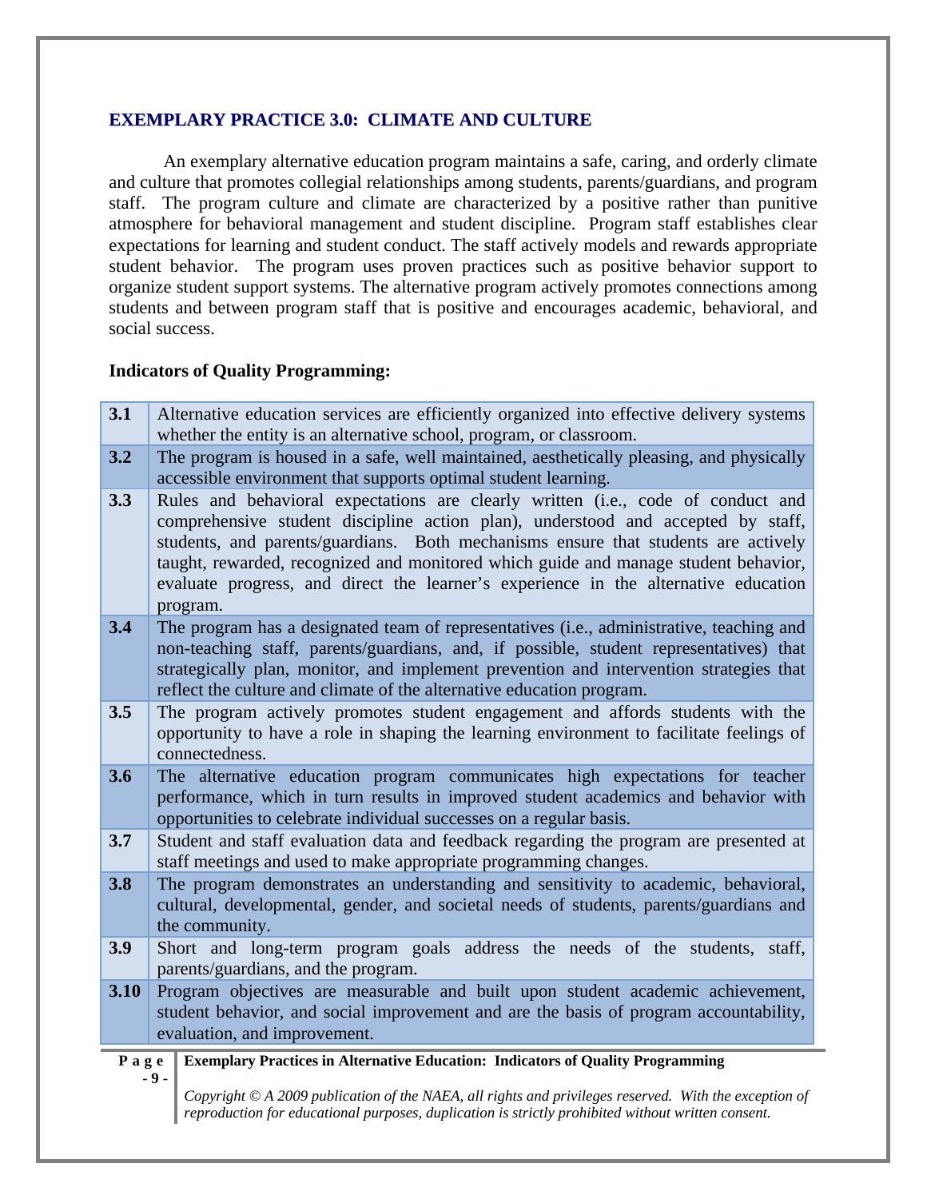## EXEMPLARY PRACTICE 3.0: CLIMATE AND CULTURE

An exemplary alternative education program maintains a safe, caring, and orderly climate and culture that promotes collegial relationships among students, parents/guardians, and program staff. The program culture and climate are characterized by a positive rather than punitive atmosphere for behavioral management and student discipline. Program staff establishes clear expectations for learning and student conduct. The staff actively models and rewards appropriate student behavior. The program uses proven practices such as positive behavior support to organize student support systems. The alternative program actively promotes connections among students and between program staff that is positive and encourages academic, behavioral, and social success.

**Indicators of Quality Programming:**

| | |
|---|---|
| **3.1** | Alternative education services are efficiently organized into effective delivery systems whether the entity is an alternative school, program, or classroom. |
| **3.2** | The program is housed in a safe, well maintained, aesthetically pleasing, and physically accessible environment that supports optimal student learning. |
| **3.3** | Rules and behavioral expectations are clearly written (i.e., code of conduct and comprehensive student discipline action plan), understood and accepted by staff, students, and parents/guardians. Both mechanisms ensure that students are actively taught, rewarded, recognized and monitored which guide and manage student behavior, evaluate progress, and direct the learner's experience in the alternative education program. |
| **3.4** | The program has a designated team of representatives (i.e., administrative, teaching and non-teaching staff, parents/guardians, and, if possible, student representatives) that strategically plan, monitor, and implement prevention and intervention strategies that reflect the culture and climate of the alternative education program. |
| **3.5** | The program actively promotes student engagement and affords students with the opportunity to have a role in shaping the learning environment to facilitate feelings of connectedness. |
| **3.6** | The alternative education program communicates high expectations for teacher performance, which in turn results in improved student academics and behavior with opportunities to celebrate individual successes on a regular basis. |
| **3.7** | Student and staff evaluation data and feedback regarding the program are presented at staff meetings and used to make appropriate programming changes. |
| **3.8** | The program demonstrates an understanding and sensitivity to academic, behavioral, cultural, developmental, gender, and societal needs of students, parents/guardians and the community. |
| **3.9** | Short and long-term program goals address the needs of the students, staff, parents/guardians, and the program. |
| **3.10** | Program objectives are measurable and built upon student academic achievement, student behavior, and social improvement and are the basis of program accountability, evaluation, and improvement. |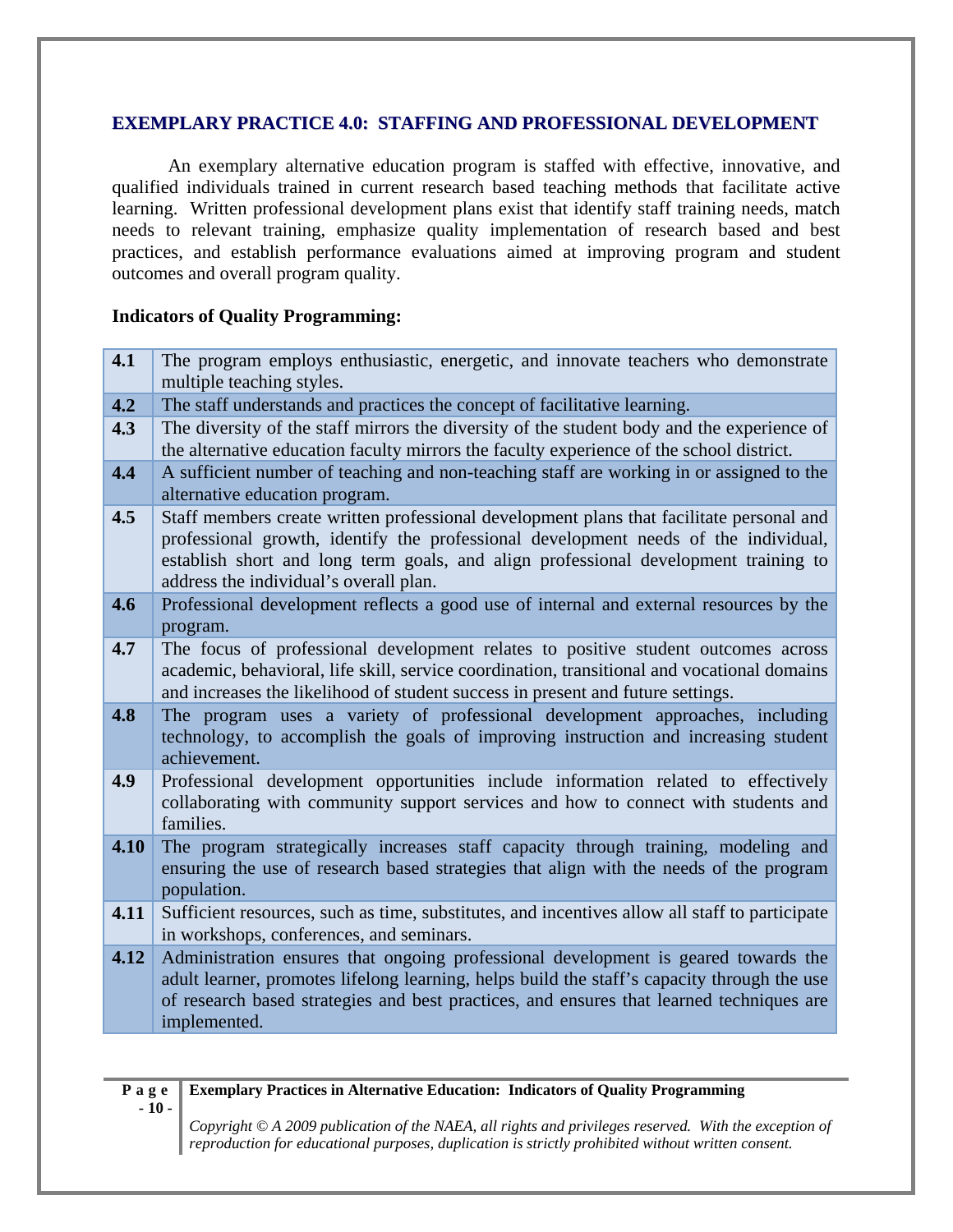## EXEMPLARY PRACTICE 4.0: STAFFING AND PROFESSIONAL DEVELOPMENT

An exemplary alternative education program is staffed with effective, innovative, and qualified individuals trained in current research based teaching methods that facilitate active learning. Written professional development plans exist that identify staff training needs, match needs to relevant training, emphasize quality implementation of research based and best practices, and establish performance evaluations aimed at improving program and student outcomes and overall program quality.

**Indicators of Quality Programming:**

| | |
|---|---|
| **4.1** | The program employs enthusiastic, energetic, and innovate teachers who demonstrate multiple teaching styles. |
| **4.2** | The staff understands and practices the concept of facilitative learning. |
| **4.3** | The diversity of the staff mirrors the diversity of the student body and the experience of the alternative education faculty mirrors the faculty experience of the school district. |
| **4.4** | A sufficient number of teaching and non-teaching staff are working in or assigned to the alternative education program. |
| **4.5** | Staff members create written professional development plans that facilitate personal and professional growth, identify the professional development needs of the individual, establish short and long term goals, and align professional development training to address the individual's overall plan. |
| **4.6** | Professional development reflects a good use of internal and external resources by the program. |
| **4.7** | The focus of professional development relates to positive student outcomes across academic, behavioral, life skill, service coordination, transitional and vocational domains and increases the likelihood of student success in present and future settings. |
| **4.8** | The program uses a variety of professional development approaches, including technology, to accomplish the goals of improving instruction and increasing student achievement. |
| **4.9** | Professional development opportunities include information related to effectively collaborating with community support services and how to connect with students and families. |
| **4.10** | The program strategically increases staff capacity through training, modeling and ensuring the use of research based strategies that align with the needs of the program population. |
| **4.11** | Sufficient resources, such as time, substitutes, and incentives allow all staff to participate in workshops, conferences, and seminars. |
| **4.12** | Administration ensures that ongoing professional development is geared towards the adult learner, promotes lifelong learning, helps build the staff's capacity through the use of research based strategies and best practices, and ensures that learned techniques are implemented. |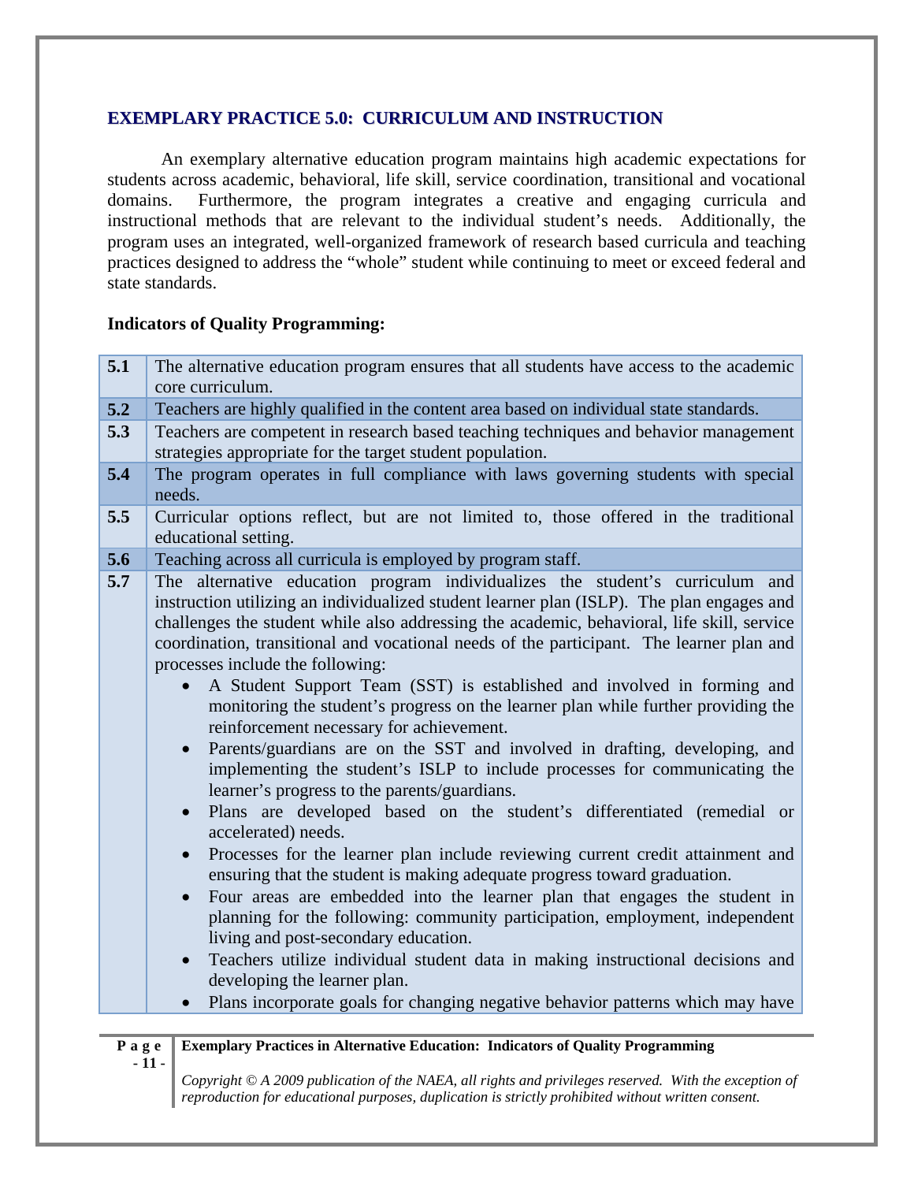## EXEMPLARY PRACTICE 5.0: CURRICULUM AND INSTRUCTION

An exemplary alternative education program maintains high academic expectations for students across academic, behavioral, life skill, service coordination, transitional and vocational domains. Furthermore, the program integrates a creative and engaging curricula and instructional methods that are relevant to the individual student's needs. Additionally, the program uses an integrated, well-organized framework of research based curricula and teaching practices designed to address the "whole" student while continuing to meet or exceed federal and state standards.

**Indicators of Quality Programming:**

| | |
|---|---|
| **5.1** | The alternative education program ensures that all students have access to the academic core curriculum. |
| **5.2** | Teachers are highly qualified in the content area based on individual state standards. |
| **5.3** | Teachers are competent in research based teaching techniques and behavior management strategies appropriate for the target student population. |
| **5.4** | The program operates in full compliance with laws governing students with special needs. |
| **5.5** | Curricular options reflect, but are not limited to, those offered in the traditional educational setting. |
| **5.6** | Teaching across all curricula is employed by program staff. |
| **5.7** | The alternative education program individualizes the student's curriculum and instruction utilizing an individualized student learner plan (ISLP). The plan engages and challenges the student while also addressing the academic, behavioral, life skill, service coordination, transitional and vocational needs of the participant. The learner plan and processes include the following:<br>• A Student Support Team (SST) is established and involved in forming and monitoring the student's progress on the learner plan while further providing the reinforcement necessary for achievement.<br>• Parents/guardians are on the SST and involved in drafting, developing, and implementing the student's ISLP to include processes for communicating the learner's progress to the parents/guardians.<br>• Plans are developed based on the student's differentiated (remedial or accelerated) needs.<br>• Processes for the learner plan include reviewing current credit attainment and ensuring that the student is making adequate progress toward graduation.<br>• Four areas are embedded into the learner plan that engages the student in planning for the following: community participation, employment, independent living and post-secondary education.<br>• Teachers utilize individual student data in making instructional decisions and developing the learner plan.<br>• Plans incorporate goals for changing negative behavior patterns which may have |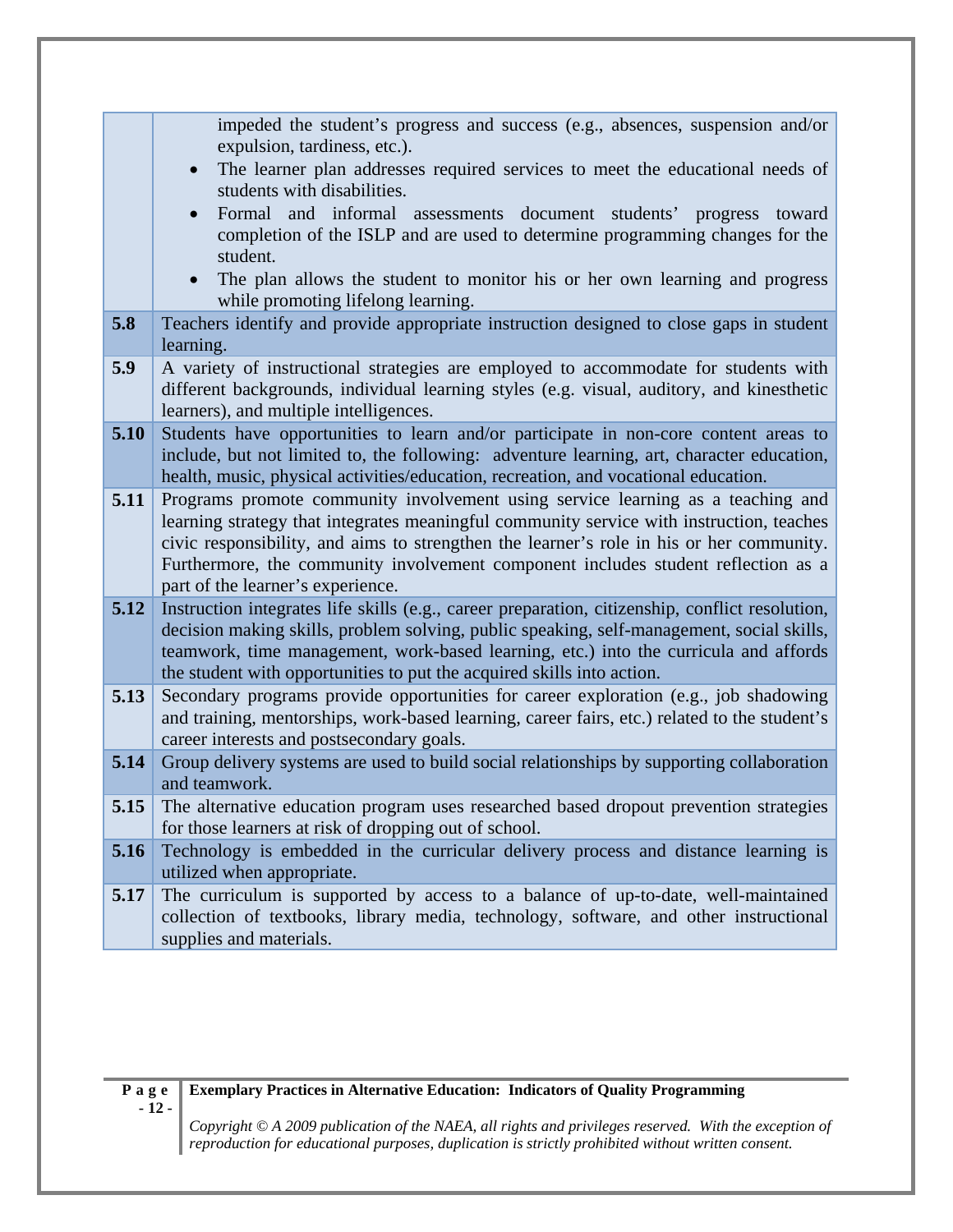| | |
|---|---|
| | impeded the student's progress and success (e.g., absences, suspension and/or expulsion, tardiness, etc.).<br>• The learner plan addresses required services to meet the educational needs of students with disabilities.<br>• Formal and informal assessments document students' progress toward completion of the ISLP and are used to determine programming changes for the student.<br>• The plan allows the student to monitor his or her own learning and progress while promoting lifelong learning. |
| **5.8** | Teachers identify and provide appropriate instruction designed to close gaps in student learning. |
| **5.9** | A variety of instructional strategies are employed to accommodate for students with different backgrounds, individual learning styles (e.g. visual, auditory, and kinesthetic learners), and multiple intelligences. |
| **5.10** | Students have opportunities to learn and/or participate in non-core content areas to include, but not limited to, the following: adventure learning, art, character education, health, music, physical activities/education, recreation, and vocational education. |
| **5.11** | Programs promote community involvement using service learning as a teaching and learning strategy that integrates meaningful community service with instruction, teaches civic responsibility, and aims to strengthen the learner's role in his or her community. Furthermore, the community involvement component includes student reflection as a part of the learner's experience. |
| **5.12** | Instruction integrates life skills (e.g., career preparation, citizenship, conflict resolution, decision making skills, problem solving, public speaking, self-management, social skills, teamwork, time management, work-based learning, etc.) into the curricula and affords the student with opportunities to put the acquired skills into action. |
| **5.13** | Secondary programs provide opportunities for career exploration (e.g., job shadowing and training, mentorships, work-based learning, career fairs, etc.) related to the student's career interests and postsecondary goals. |
| **5.14** | Group delivery systems are used to build social relationships by supporting collaboration and teamwork. |
| **5.15** | The alternative education program uses researched based dropout prevention strategies for those learners at risk of dropping out of school. |
| **5.16** | Technology is embedded in the curricular delivery process and distance learning is utilized when appropriate. |
| **5.17** | The curriculum is supported by access to a balance of up-to-date, well-maintained collection of textbooks, library media, technology, software, and other instructional supplies and materials. |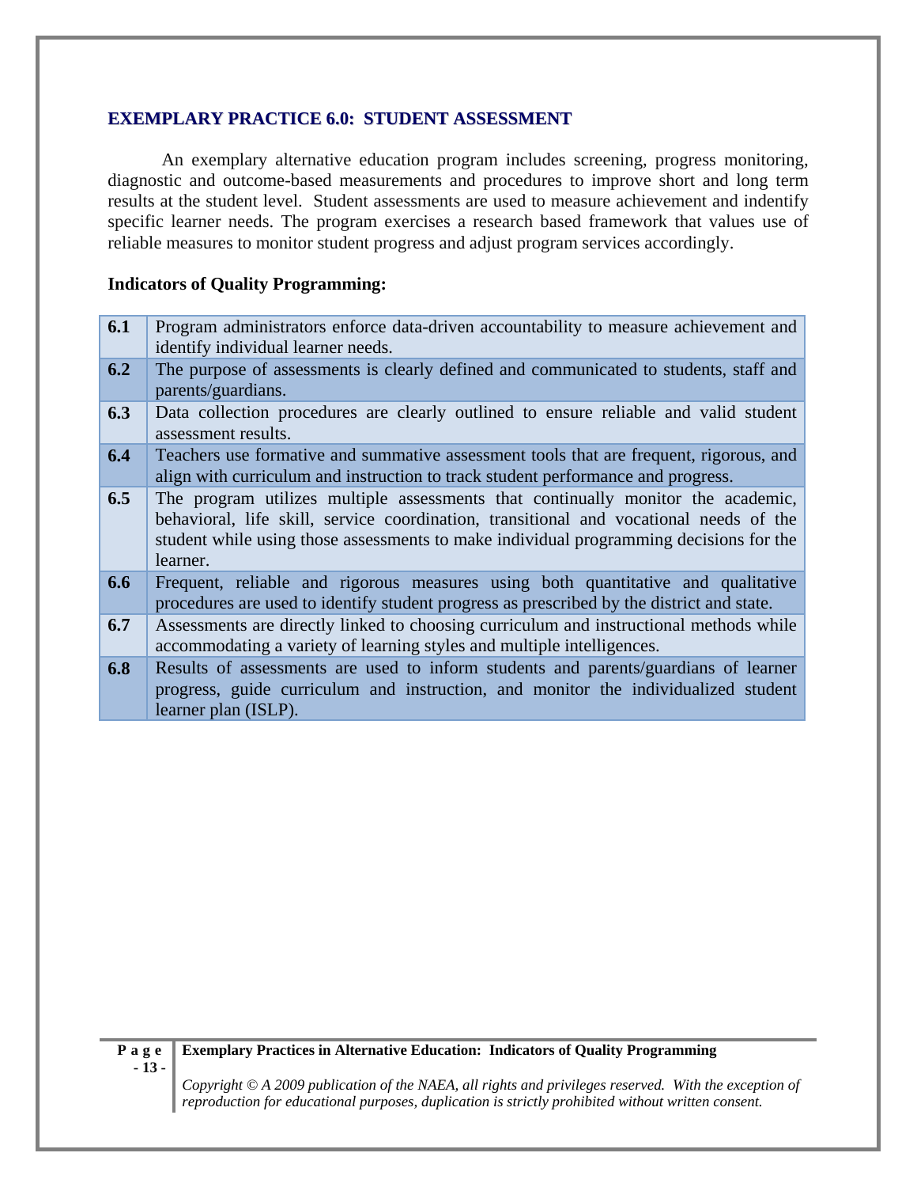## EXEMPLARY PRACTICE 6.0: STUDENT ASSESSMENT

An exemplary alternative education program includes screening, progress monitoring, diagnostic and outcome-based measurements and procedures to improve short and long term results at the student level. Student assessments are used to measure achievement and indentify specific learner needs. The program exercises a research based framework that values use of reliable measures to monitor student progress and adjust program services accordingly.

**Indicators of Quality Programming:**

| | |
|---|---|
| **6.1** | Program administrators enforce data-driven accountability to measure achievement and identify individual learner needs. |
| **6.2** | The purpose of assessments is clearly defined and communicated to students, staff and parents/guardians. |
| **6.3** | Data collection procedures are clearly outlined to ensure reliable and valid student assessment results. |
| **6.4** | Teachers use formative and summative assessment tools that are frequent, rigorous, and align with curriculum and instruction to track student performance and progress. |
| **6.5** | The program utilizes multiple assessments that continually monitor the academic, behavioral, life skill, service coordination, transitional and vocational needs of the student while using those assessments to make individual programming decisions for the learner. |
| **6.6** | Frequent, reliable and rigorous measures using both quantitative and qualitative procedures are used to identify student progress as prescribed by the district and state. |
| **6.7** | Assessments are directly linked to choosing curriculum and instructional methods while accommodating a variety of learning styles and multiple intelligences. |
| **6.8** | Results of assessments are used to inform students and parents/guardians of learner progress, guide curriculum and instruction, and monitor the individualized student learner plan (ISLP). |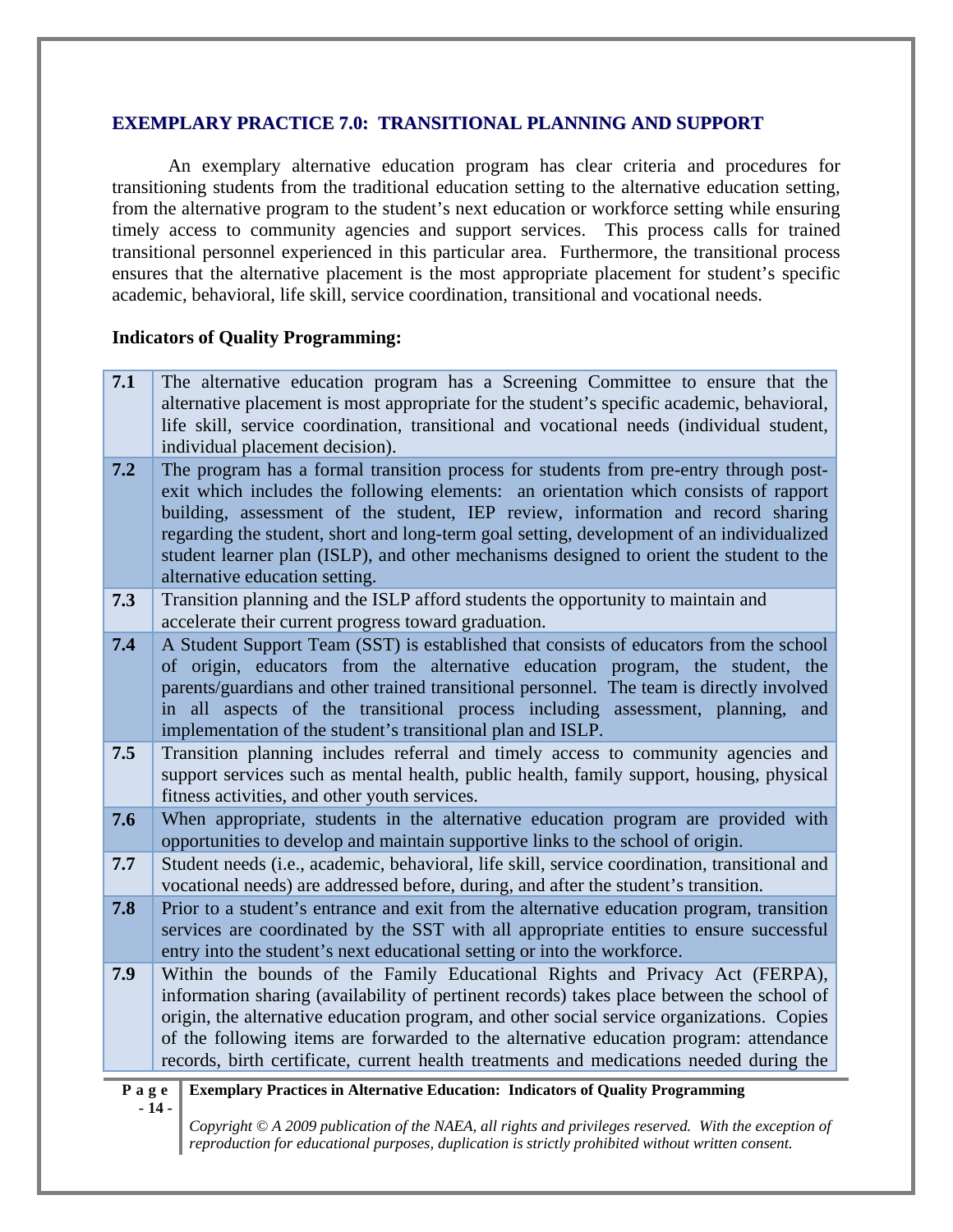## EXEMPLARY PRACTICE 7.0: TRANSITIONAL PLANNING AND SUPPORT

An exemplary alternative education program has clear criteria and procedures for transitioning students from the traditional education setting to the alternative education setting, from the alternative program to the student's next education or workforce setting while ensuring timely access to community agencies and support services. This process calls for trained transitional personnel experienced in this particular area. Furthermore, the transitional process ensures that the alternative placement is the most appropriate placement for student's specific academic, behavioral, life skill, service coordination, transitional and vocational needs.

**Indicators of Quality Programming:**

| | |
|---|---|
| **7.1** | The alternative education program has a Screening Committee to ensure that the alternative placement is most appropriate for the student's specific academic, behavioral, life skill, service coordination, transitional and vocational needs (individual student, individual placement decision). |
| **7.2** | The program has a formal transition process for students from pre-entry through post-exit which includes the following elements: an orientation which consists of rapport building, assessment of the student, IEP review, information and record sharing regarding the student, short and long-term goal setting, development of an individualized student learner plan (ISLP), and other mechanisms designed to orient the student to the alternative education setting. |
| **7.3** | Transition planning and the ISLP afford students the opportunity to maintain and accelerate their current progress toward graduation. |
| **7.4** | A Student Support Team (SST) is established that consists of educators from the school of origin, educators from the alternative education program, the student, the parents/guardians and other trained transitional personnel. The team is directly involved in all aspects of the transitional process including assessment, planning, and implementation of the student's transitional plan and ISLP. |
| **7.5** | Transition planning includes referral and timely access to community agencies and support services such as mental health, public health, family support, housing, physical fitness activities, and other youth services. |
| **7.6** | When appropriate, students in the alternative education program are provided with opportunities to develop and maintain supportive links to the school of origin. |
| **7.7** | Student needs (i.e., academic, behavioral, life skill, service coordination, transitional and vocational needs) are addressed before, during, and after the student's transition. |
| **7.8** | Prior to a student's entrance and exit from the alternative education program, transition services are coordinated by the SST with all appropriate entities to ensure successful entry into the student's next educational setting or into the workforce. |
| **7.9** | Within the bounds of the Family Educational Rights and Privacy Act (FERPA), information sharing (availability of pertinent records) takes place between the school of origin, the alternative education program, and other social service organizations. Copies of the following items are forwarded to the alternative education program: attendance records, birth certificate, current health treatments and medications needed during the |

*Copyright © A 2009 publication of the NAEA, all rights and privileges reserved. With the exception of reproduction for educational purposes, duplication is strictly prohibited without written consent.*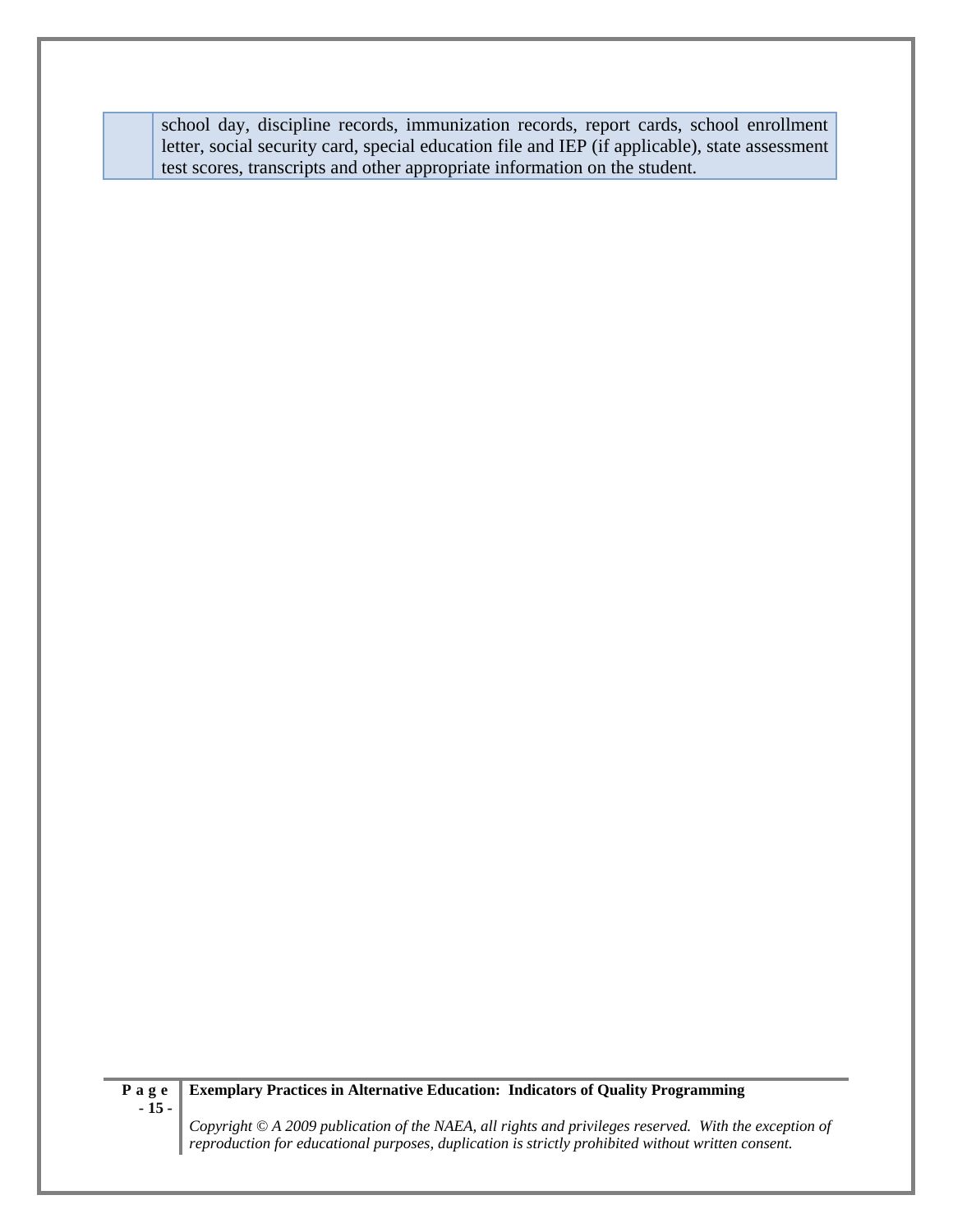| | school day, discipline records, immunization records, report cards, school enrollment letter, social security card, special education file and IEP (if applicable), state assessment test scores, transcripts and other appropriate information on the student. |
|---|---|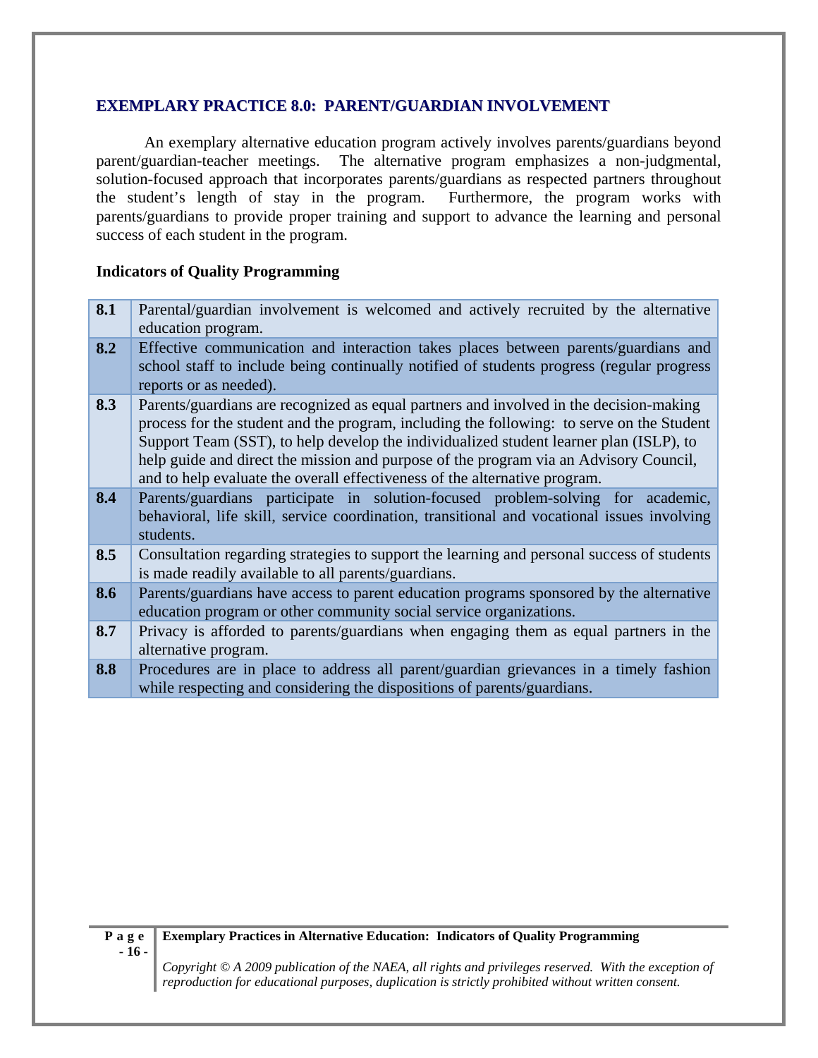## EXEMPLARY PRACTICE 8.0: PARENT/GUARDIAN INVOLVEMENT

An exemplary alternative education program actively involves parents/guardians beyond parent/guardian-teacher meetings. The alternative program emphasizes a non-judgmental, solution-focused approach that incorporates parents/guardians as respected partners throughout the student's length of stay in the program. Furthermore, the program works with parents/guardians to provide proper training and support to advance the learning and personal success of each student in the program.

### Indicators of Quality Programming

| | |
|---|---|
| **8.1** | Parental/guardian involvement is welcomed and actively recruited by the alternative education program. |
| **8.2** | Effective communication and interaction takes places between parents/guardians and school staff to include being continually notified of students progress (regular progress reports or as needed). |
| **8.3** | Parents/guardians are recognized as equal partners and involved in the decision-making process for the student and the program, including the following: to serve on the Student Support Team (SST), to help develop the individualized student learner plan (ISLP), to help guide and direct the mission and purpose of the program via an Advisory Council, and to help evaluate the overall effectiveness of the alternative program. |
| **8.4** | Parents/guardians participate in solution-focused problem-solving for academic, behavioral, life skill, service coordination, transitional and vocational issues involving students. |
| **8.5** | Consultation regarding strategies to support the learning and personal success of students is made readily available to all parents/guardians. |
| **8.6** | Parents/guardians have access to parent education programs sponsored by the alternative education program or other community social service organizations. |
| **8.7** | Privacy is afforded to parents/guardians when engaging them as equal partners in the alternative program. |
| **8.8** | Procedures are in place to address all parent/guardian grievances in a timely fashion while respecting and considering the dispositions of parents/guardians. |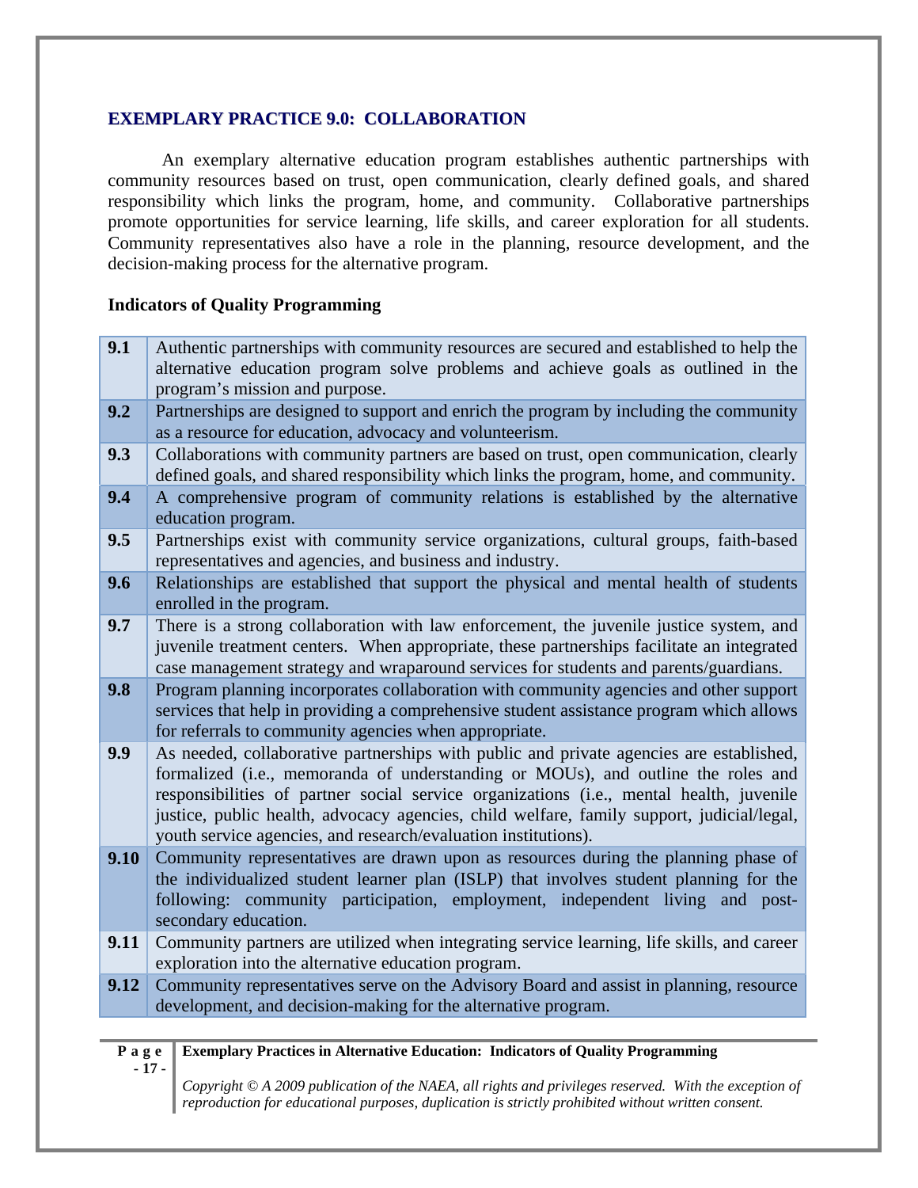## EXEMPLARY PRACTICE 9.0: COLLABORATION

An exemplary alternative education program establishes authentic partnerships with community resources based on trust, open communication, clearly defined goals, and shared responsibility which links the program, home, and community. Collaborative partnerships promote opportunities for service learning, life skills, and career exploration for all students. Community representatives also have a role in the planning, resource development, and the decision-making process for the alternative program.

**Indicators of Quality Programming**

| | |
|---|---|
| **9.1** | Authentic partnerships with community resources are secured and established to help the alternative education program solve problems and achieve goals as outlined in the program's mission and purpose. |
| **9.2** | Partnerships are designed to support and enrich the program by including the community as a resource for education, advocacy and volunteerism. |
| **9.3** | Collaborations with community partners are based on trust, open communication, clearly defined goals, and shared responsibility which links the program, home, and community. |
| **9.4** | A comprehensive program of community relations is established by the alternative education program. |
| **9.5** | Partnerships exist with community service organizations, cultural groups, faith-based representatives and agencies, and business and industry. |
| **9.6** | Relationships are established that support the physical and mental health of students enrolled in the program. |
| **9.7** | There is a strong collaboration with law enforcement, the juvenile justice system, and juvenile treatment centers. When appropriate, these partnerships facilitate an integrated case management strategy and wraparound services for students and parents/guardians. |
| **9.8** | Program planning incorporates collaboration with community agencies and other support services that help in providing a comprehensive student assistance program which allows for referrals to community agencies when appropriate. |
| **9.9** | As needed, collaborative partnerships with public and private agencies are established, formalized (i.e., memoranda of understanding or MOUs), and outline the roles and responsibilities of partner social service organizations (i.e., mental health, juvenile justice, public health, advocacy agencies, child welfare, family support, judicial/legal, youth service agencies, and research/evaluation institutions). |
| **9.10** | Community representatives are drawn upon as resources during the planning phase of the individualized student learner plan (ISLP) that involves student planning for the following: community participation, employment, independent living and post-secondary education. |
| **9.11** | Community partners are utilized when integrating service learning, life skills, and career exploration into the alternative education program. |
| **9.12** | Community representatives serve on the Advisory Board and assist in planning, resource development, and decision-making for the alternative program. |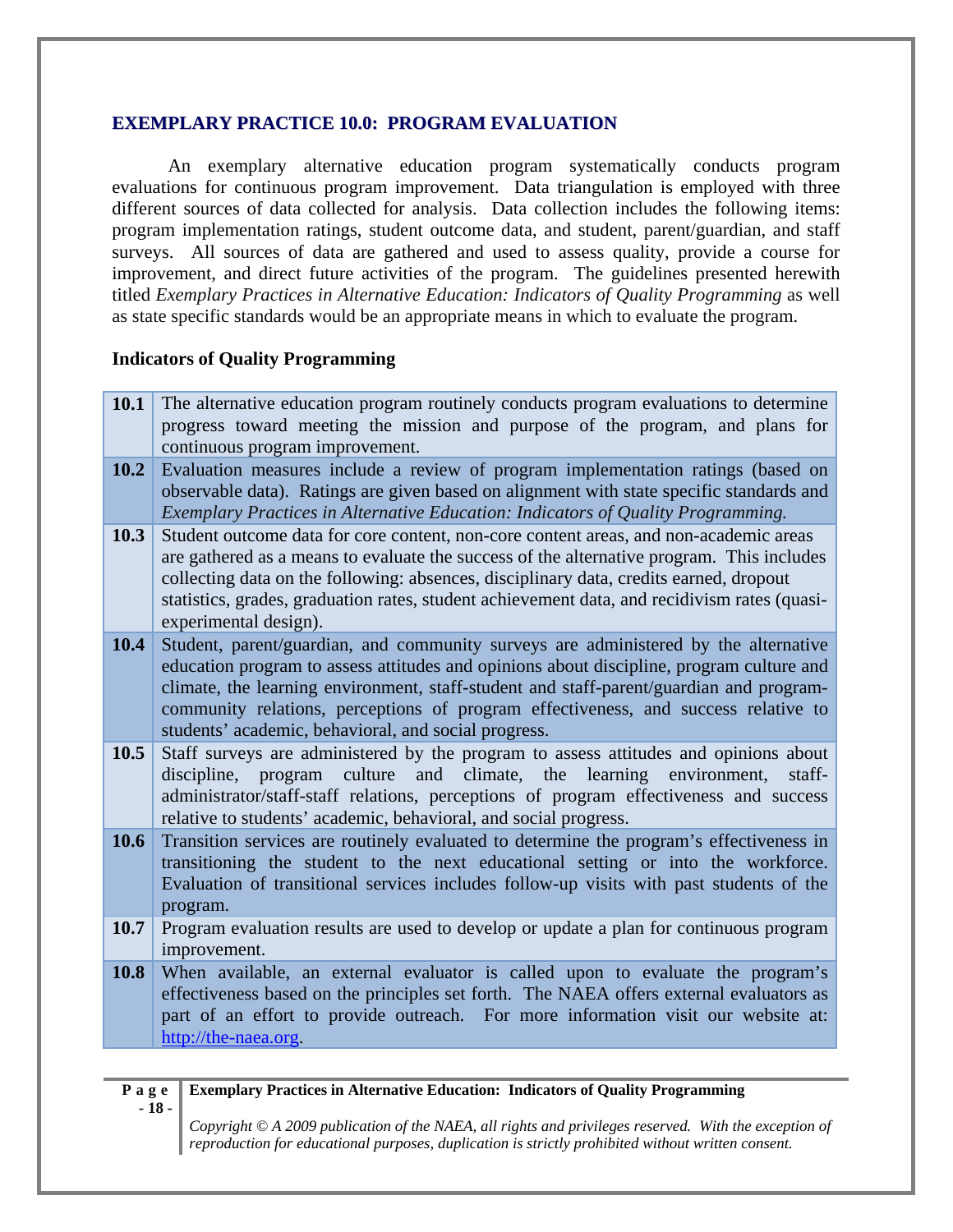## EXEMPLARY PRACTICE 10.0: PROGRAM EVALUATION

An exemplary alternative education program systematically conducts program evaluations for continuous program improvement. Data triangulation is employed with three different sources of data collected for analysis. Data collection includes the following items: program implementation ratings, student outcome data, and student, parent/guardian, and staff surveys. All sources of data are gathered and used to assess quality, provide a course for improvement, and direct future activities of the program. The guidelines presented herewith titled *Exemplary Practices in Alternative Education: Indicators of Quality Programming* as well as state specific standards would be an appropriate means in which to evaluate the program.

### Indicators of Quality Programming

| | |
|---|---|
| **10.1** | The alternative education program routinely conducts program evaluations to determine progress toward meeting the mission and purpose of the program, and plans for continuous program improvement. |
| **10.2** | Evaluation measures include a review of program implementation ratings (based on observable data). Ratings are given based on alignment with state specific standards and *Exemplary Practices in Alternative Education: Indicators of Quality Programming.* |
| **10.3** | Student outcome data for core content, non-core content areas, and non-academic areas are gathered as a means to evaluate the success of the alternative program. This includes collecting data on the following: absences, disciplinary data, credits earned, dropout statistics, grades, graduation rates, student achievement data, and recidivism rates (quasi-experimental design). |
| **10.4** | Student, parent/guardian, and community surveys are administered by the alternative education program to assess attitudes and opinions about discipline, program culture and climate, the learning environment, staff-student and staff-parent/guardian and program-community relations, perceptions of program effectiveness, and success relative to students' academic, behavioral, and social progress. |
| **10.5** | Staff surveys are administered by the program to assess attitudes and opinions about discipline, program culture and climate, the learning environment, staff-administrator/staff-staff relations, perceptions of program effectiveness and success relative to students' academic, behavioral, and social progress. |
| **10.6** | Transition services are routinely evaluated to determine the program's effectiveness in transitioning the student to the next educational setting or into the workforce. Evaluation of transitional services includes follow-up visits with past students of the program. |
| **10.7** | Program evaluation results are used to develop or update a plan for continuous program improvement. |
| **10.8** | When available, an external evaluator is called upon to evaluate the program's effectiveness based on the principles set forth. The NAEA offers external evaluators as part of an effort to provide outreach. For more information visit our website at: http://the-naea.org. |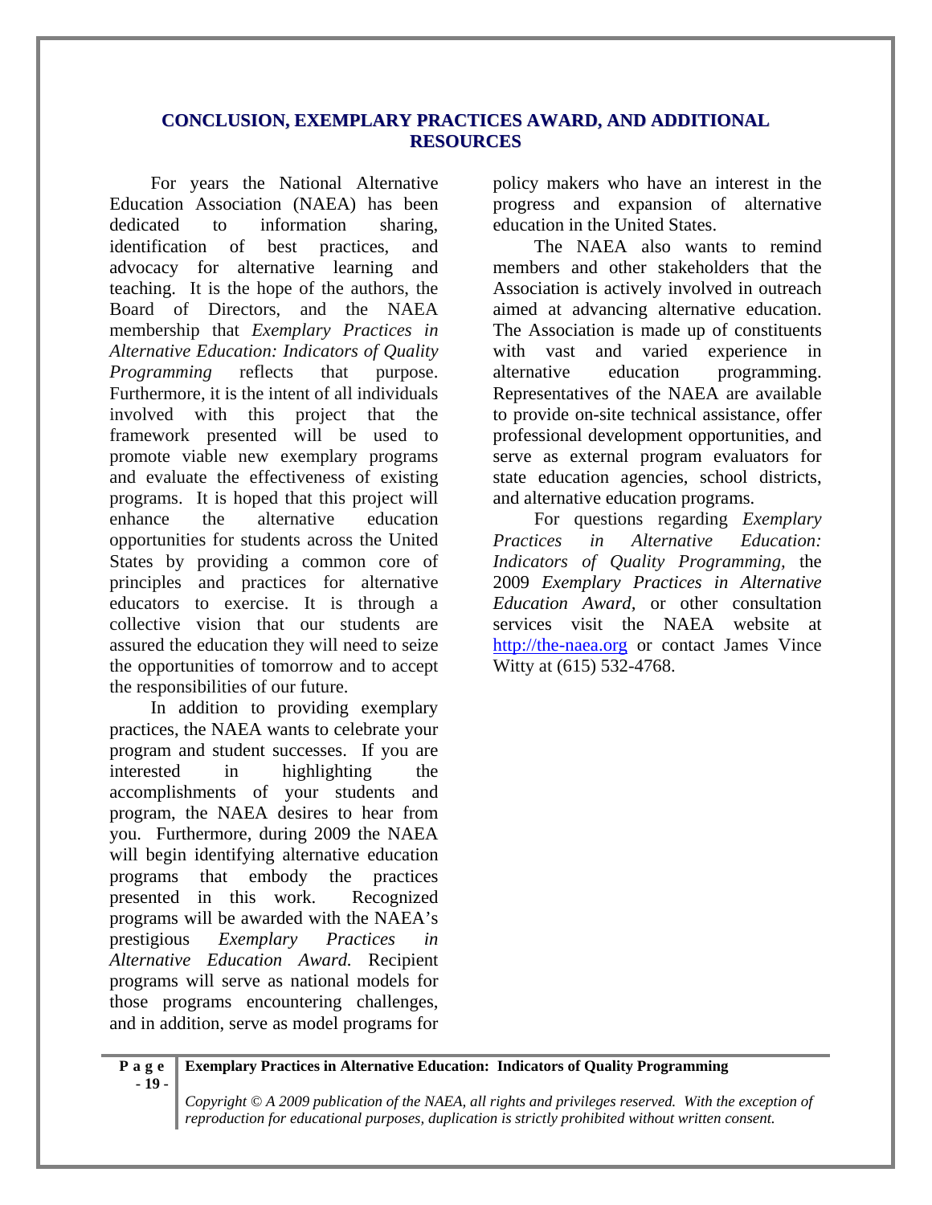## CONCLUSION, EXEMPLARY PRACTICES AWARD, AND ADDITIONAL RESOURCES

For years the National Alternative Education Association (NAEA) has been dedicated to information sharing, identification of best practices, and advocacy for alternative learning and teaching. It is the hope of the authors, the Board of Directors, and the NAEA membership that *Exemplary Practices in Alternative Education: Indicators of Quality Programming* reflects that purpose. Furthermore, it is the intent of all individuals involved with this project that the framework presented will be used to promote viable new exemplary programs and evaluate the effectiveness of existing programs. It is hoped that this project will enhance the alternative education opportunities for students across the United States by providing a common core of principles and practices for alternative educators to exercise. It is through a collective vision that our students are assured the education they will need to seize the opportunities of tomorrow and to accept the responsibilities of our future.

In addition to providing exemplary practices, the NAEA wants to celebrate your program and student successes. If you are interested in highlighting the accomplishments of your students and program, the NAEA desires to hear from you. Furthermore, during 2009 the NAEA will begin identifying alternative education programs that embody the practices presented in this work. Recognized programs will be awarded with the NAEA's prestigious *Exemplary Practices in Alternative Education Award.* Recipient programs will serve as national models for those programs encountering challenges, and in addition, serve as model programs for policy makers who have an interest in the progress and expansion of alternative education in the United States.

The NAEA also wants to remind members and other stakeholders that the Association is actively involved in outreach aimed at advancing alternative education. The Association is made up of constituents with vast and varied experience in alternative education programming. Representatives of the NAEA are available to provide on-site technical assistance, offer professional development opportunities, and serve as external program evaluators for state education agencies, school districts, and alternative education programs.

For questions regarding *Exemplary Practices in Alternative Education: Indicators of Quality Programming,* the 2009 *Exemplary Practices in Alternative Education Award*, or other consultation services visit the NAEA website at http://the-naea.org or contact James Vince Witty at (615) 532-4768.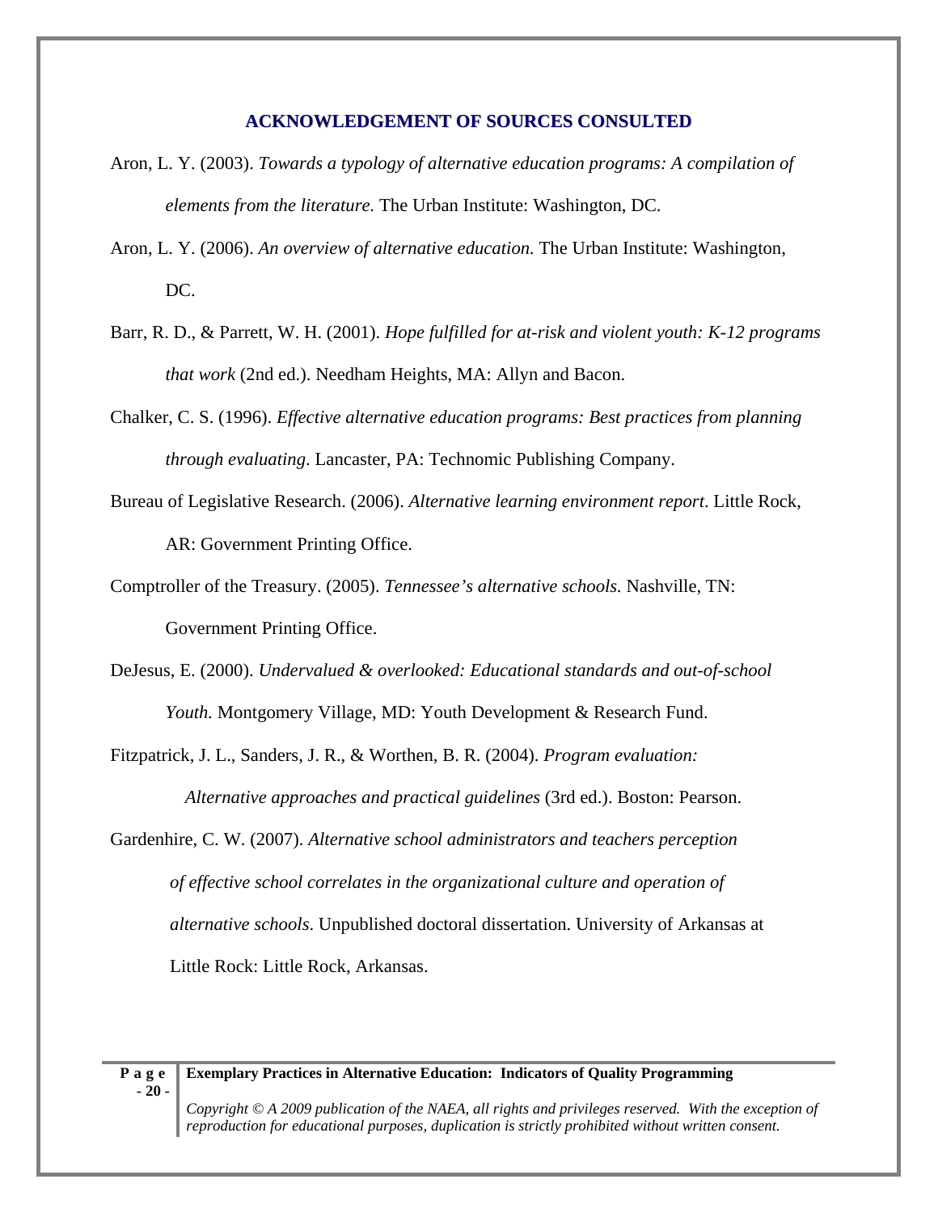## ACKNOWLEDGEMENT OF SOURCES CONSULTED

Aron, L. Y. (2003). *Towards a typology of alternative education programs: A compilation of elements from the literature.* The Urban Institute: Washington, DC.

Aron, L. Y. (2006). *An overview of alternative education.* The Urban Institute: Washington, DC.

Barr, R. D., & Parrett, W. H. (2001). *Hope fulfilled for at-risk and violent youth: K-12 programs that work* (2nd ed.). Needham Heights, MA: Allyn and Bacon.

Chalker, C. S. (1996). *Effective alternative education programs: Best practices from planning through evaluating*. Lancaster, PA: Technomic Publishing Company.

Bureau of Legislative Research. (2006). *Alternative learning environment report*. Little Rock, AR: Government Printing Office.

Comptroller of the Treasury. (2005). *Tennessee's alternative schools.* Nashville, TN: Government Printing Office.

DeJesus, E. (2000). *Undervalued & overlooked: Educational standards and out-of-school Youth.* Montgomery Village, MD: Youth Development & Research Fund.

Fitzpatrick, J. L., Sanders, J. R., & Worthen, B. R. (2004). *Program evaluation: Alternative approaches and practical guidelines* (3rd ed.). Boston: Pearson.

Gardenhire, C. W. (2007). *Alternative school administrators and teachers perception of effective school correlates in the organizational culture and operation of alternative schools*. Unpublished doctoral dissertation. University of Arkansas at Little Rock: Little Rock, Arkansas.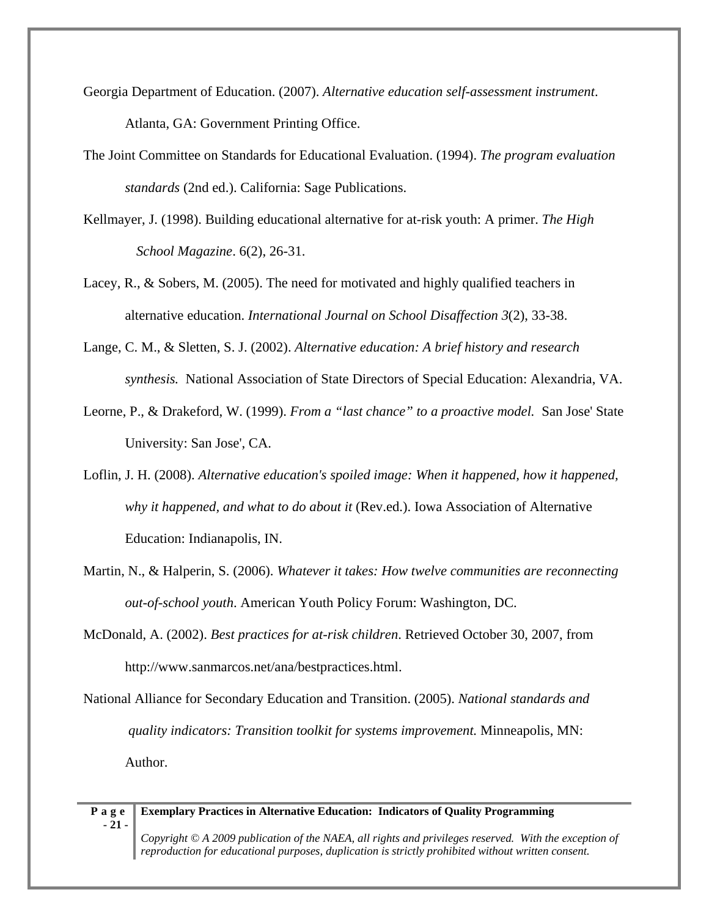Georgia Department of Education. (2007). *Alternative education self-assessment instrument*. Atlanta, GA: Government Printing Office.

The Joint Committee on Standards for Educational Evaluation. (1994). *The program evaluation standards* (2nd ed.). California: Sage Publications.

Kellmayer, J. (1998). Building educational alternative for at-risk youth: A primer. *The High School Magazine*. 6(2), 26-31.

Lacey, R., & Sobers, M. (2005). The need for motivated and highly qualified teachers in alternative education. *International Journal on School Disaffection 3*(2), 33-38.

Lange, C. M., & Sletten, S. J. (2002). *Alternative education: A brief history and research synthesis.* National Association of State Directors of Special Education: Alexandria, VA.

Leorne, P., & Drakeford, W. (1999). *From a "last chance" to a proactive model.* San Jose' State University: San Jose', CA.

Loflin, J. H. (2008). *Alternative education's spoiled image: When it happened, how it happened, why it happened, and what to do about it* (Rev.ed.). Iowa Association of Alternative Education: Indianapolis, IN.

Martin, N., & Halperin, S. (2006). *Whatever it takes: How twelve communities are reconnecting out-of-school youth*. American Youth Policy Forum: Washington, DC.

McDonald, A. (2002). *Best practices for at-risk children*. Retrieved October 30, 2007, from http://www.sanmarcos.net/ana/bestpractices.html.

National Alliance for Secondary Education and Transition. (2005). *National standards and quality indicators: Transition toolkit for systems improvement.* Minneapolis, MN: Author.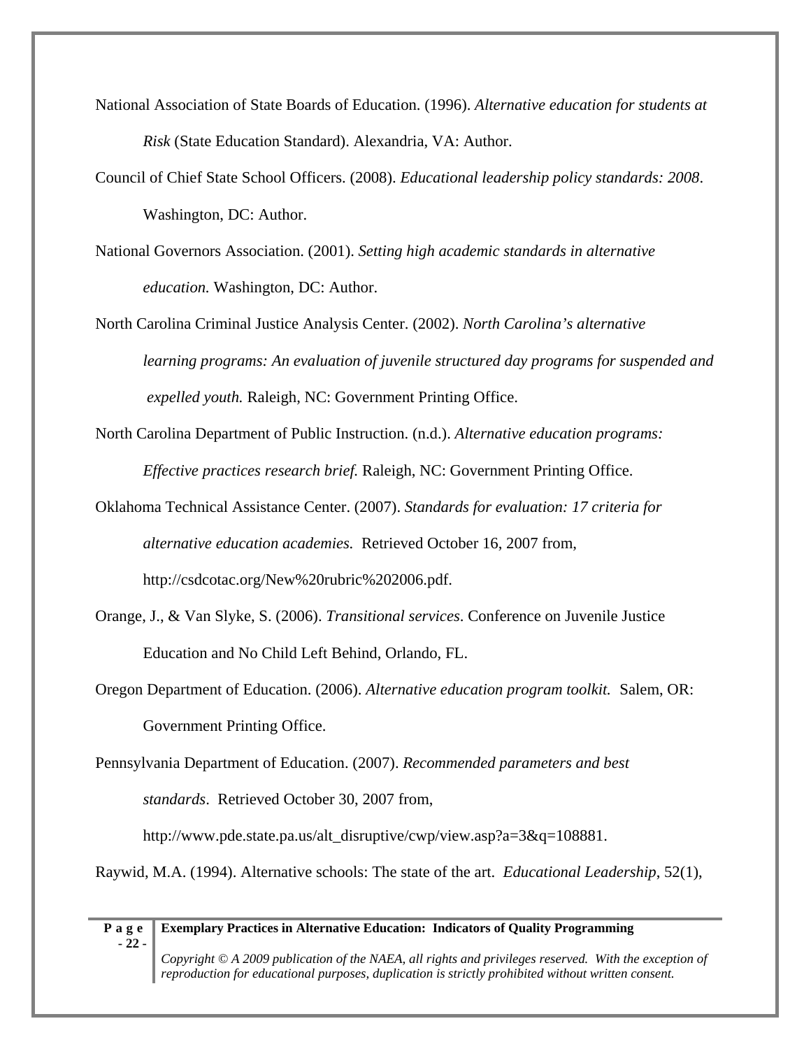National Association of State Boards of Education. (1996). *Alternative education for students at Risk* (State Education Standard). Alexandria, VA: Author.

Council of Chief State School Officers. (2008). *Educational leadership policy standards: 2008*. Washington, DC: Author.

National Governors Association. (2001). *Setting high academic standards in alternative education.* Washington, DC: Author.

North Carolina Criminal Justice Analysis Center. (2002). *North Carolina's alternative learning programs: An evaluation of juvenile structured day programs for suspended and expelled youth.* Raleigh, NC: Government Printing Office.

North Carolina Department of Public Instruction. (n.d.). *Alternative education programs: Effective practices research brief.* Raleigh, NC: Government Printing Office.

Oklahoma Technical Assistance Center. (2007). *Standards for evaluation: 17 criteria for alternative education academies.* Retrieved October 16, 2007 from, http://csdcotac.org/New%20rubric%202006.pdf.

Orange, J., & Van Slyke, S. (2006). *Transitional services*. Conference on Juvenile Justice Education and No Child Left Behind, Orlando, FL.

Oregon Department of Education. (2006). *Alternative education program toolkit.* Salem, OR: Government Printing Office.

Pennsylvania Department of Education. (2007). *Recommended parameters and best standards*. Retrieved October 30, 2007 from, http://www.pde.state.pa.us/alt_disruptive/cwp/view.asp?a=3&q=108881.

Raywid, M.A. (1994). Alternative schools: The state of the art. *Educational Leadership*, 52(1),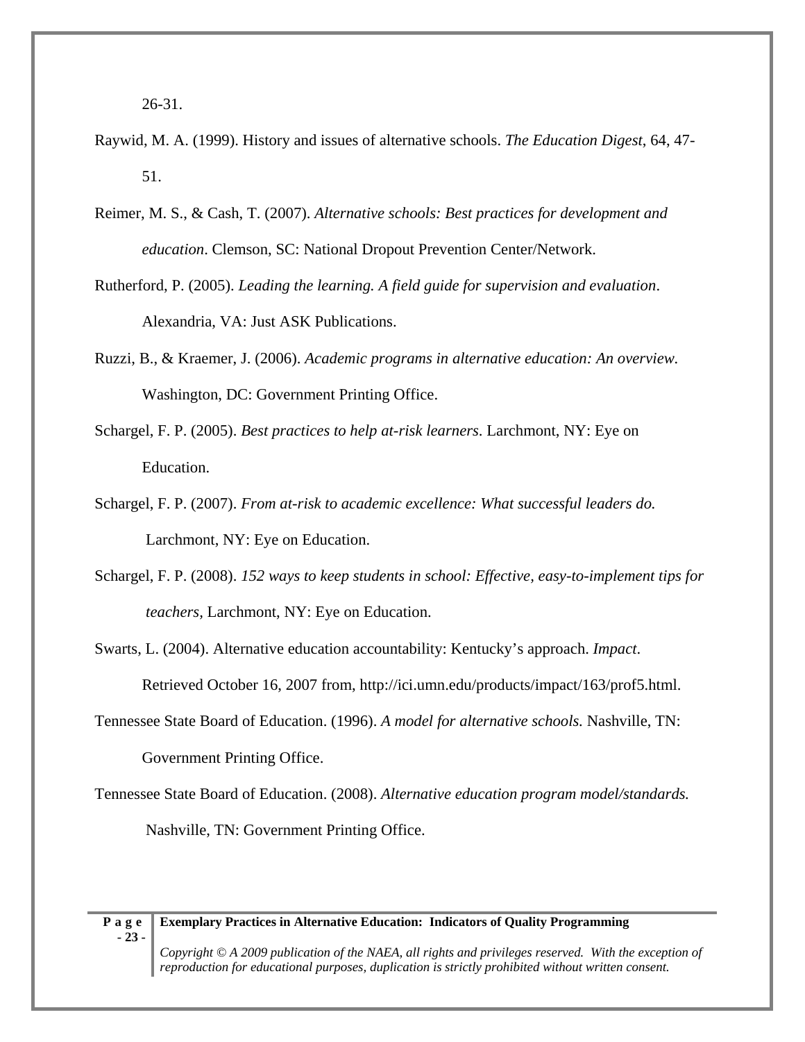26-31.

Raywid, M. A. (1999). History and issues of alternative schools. *The Education Digest*, 64, 47-51.

Reimer, M. S., & Cash, T. (2007). *Alternative schools: Best practices for development and education*. Clemson, SC: National Dropout Prevention Center/Network.

Rutherford, P. (2005). *Leading the learning. A field guide for supervision and evaluation*. Alexandria, VA: Just ASK Publications.

Ruzzi, B., & Kraemer, J. (2006). *Academic programs in alternative education: An overview*. Washington, DC: Government Printing Office.

Schargel, F. P. (2005). *Best practices to help at-risk learners*. Larchmont, NY: Eye on Education.

Schargel, F. P. (2007). *From at-risk to academic excellence: What successful leaders do.* Larchmont, NY: Eye on Education.

Schargel, F. P. (2008). *152 ways to keep students in school: Effective, easy-to-implement tips for teachers*, Larchmont, NY: Eye on Education.

Swarts, L. (2004). Alternative education accountability: Kentucky's approach. *Impact*. Retrieved October 16, 2007 from, http://ici.umn.edu/products/impact/163/prof5.html.

Tennessee State Board of Education. (1996). *A model for alternative schools.* Nashville, TN: Government Printing Office.

Tennessee State Board of Education. (2008). *Alternative education program model/standards.* Nashville, TN: Government Printing Office.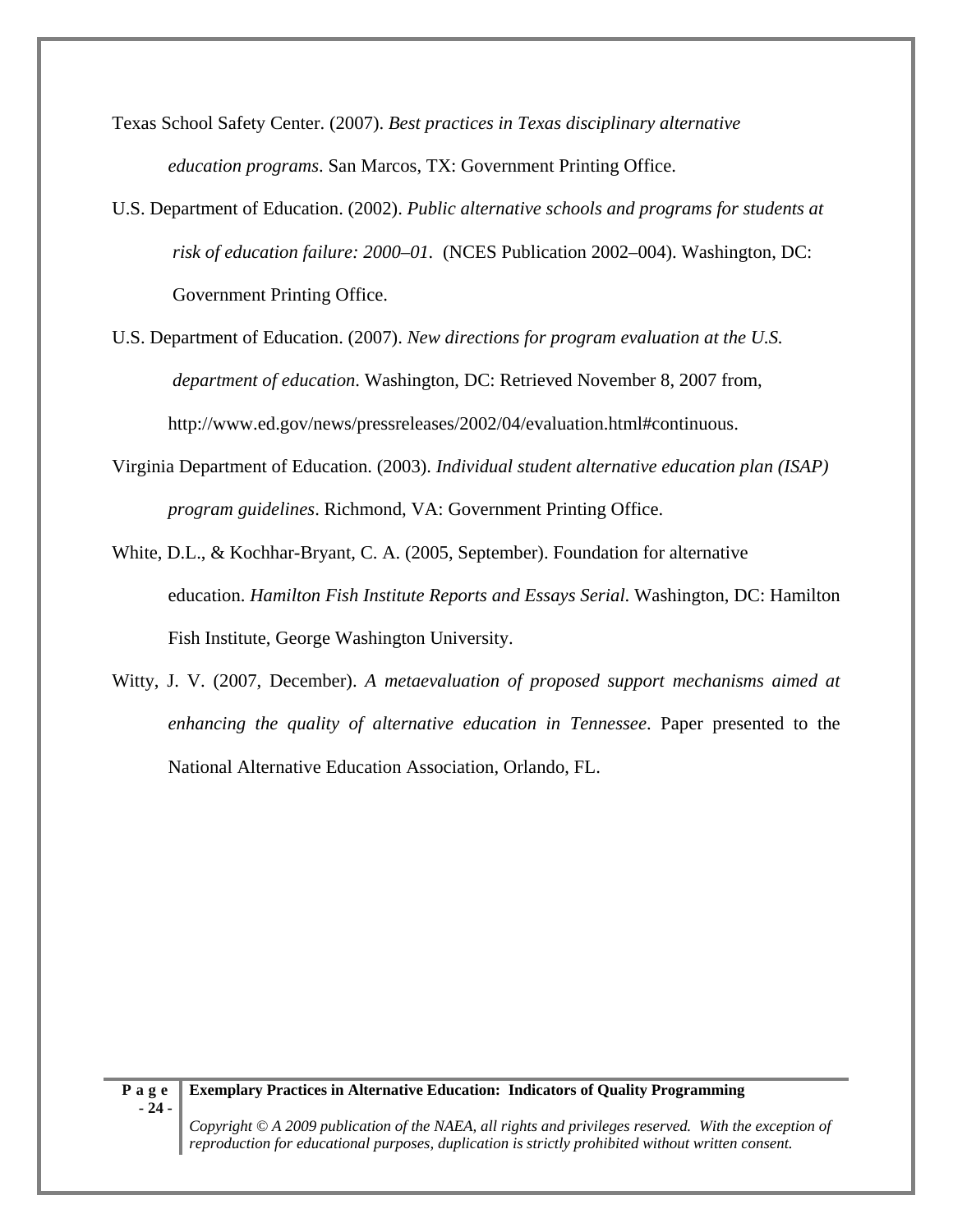Texas School Safety Center. (2007). *Best practices in Texas disciplinary alternative education programs*. San Marcos, TX: Government Printing Office.

U.S. Department of Education. (2002). *Public alternative schools and programs for students at risk of education failure: 2000–01*. (NCES Publication 2002–004). Washington, DC: Government Printing Office.

U.S. Department of Education. (2007). *New directions for program evaluation at the U.S. department of education*. Washington, DC: Retrieved November 8, 2007 from, http://www.ed.gov/news/pressreleases/2002/04/evaluation.html#continuous.

Virginia Department of Education. (2003). *Individual student alternative education plan (ISAP) program guidelines*. Richmond, VA: Government Printing Office.

White, D.L., & Kochhar-Bryant, C. A. (2005, September). Foundation for alternative education. *Hamilton Fish Institute Reports and Essays Serial*. Washington, DC: Hamilton Fish Institute, George Washington University.

Witty, J. V. (2007, December). *A metaevaluation of proposed support mechanisms aimed at enhancing the quality of alternative education in Tennessee*. Paper presented to the National Alternative Education Association, Orlando, FL.